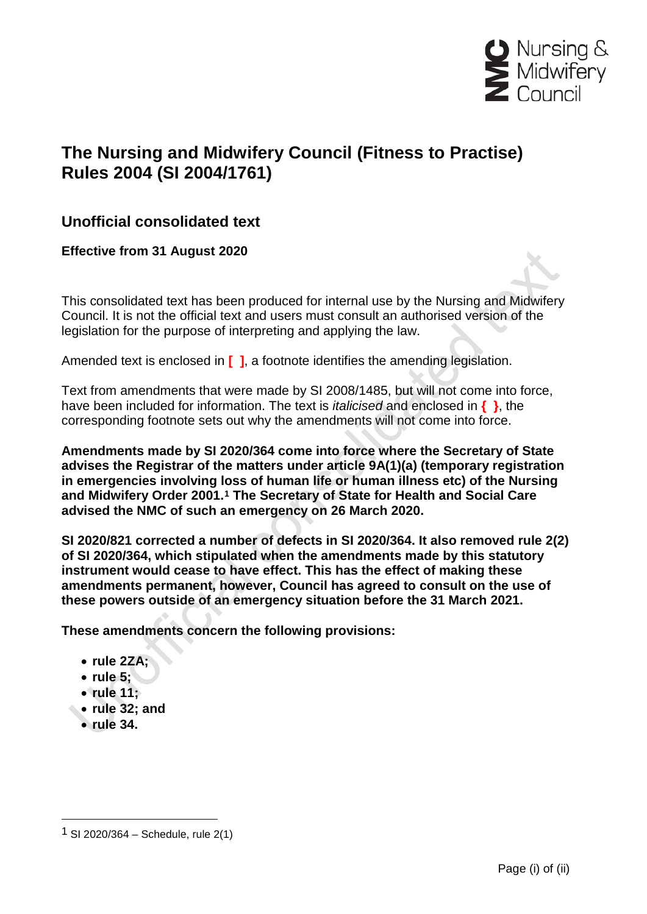Nursing & Midwifery Council

# The Nursing and Midwifery Council (Fitness to Practise) Rules 2004 (SI 2004/1761)

## Unofficial consolidated text

**Effective from 31 August 2020**

This consolidated text has been produced for internal use by the Nursing and Midwifery Council. It is not the official text and users must consult an authorised version of the legislation for the purpose of interpreting and applying the law.

Amended text is enclosed in **[ ]**, a footnote identifies the amending legislation.

Text from amendments that were made by SI 2008/1485, but will not come into force, have been included for information. The text is *italicised* and enclosed in **{ }**, the corresponding footnote sets out why the amendments will not come into force.

**Amendments made by SI 2020/364 come into force where the Secretary of State advises the Registrar of the matters under article 9A(1)(a) (temporary registration in emergencies involving loss of human life or human illness etc) of the Nursing and Midwifery Order 2001.[1] The Secretary of State for Health and Social Care advised the NMC of such an emergency on 26 March 2020.**

**SI 2020/821 corrected a number of defects in SI 2020/364. It also removed rule 2(2) of SI 2020/364, which stipulated when the amendments made by this statutory instrument would cease to have effect. This has the effect of making these amendments permanent, however, Council has agreed to consult on the use of these powers outside of an emergency situation before the 31 March 2021.**

**These amendments concern the following provisions:**

- **rule 2ZA;**
- **rule 5;**
- **rule 11;**
- **rule 32; and**
- **rule 34.**

[1] SI 2020/364 – Schedule, rule 2(1)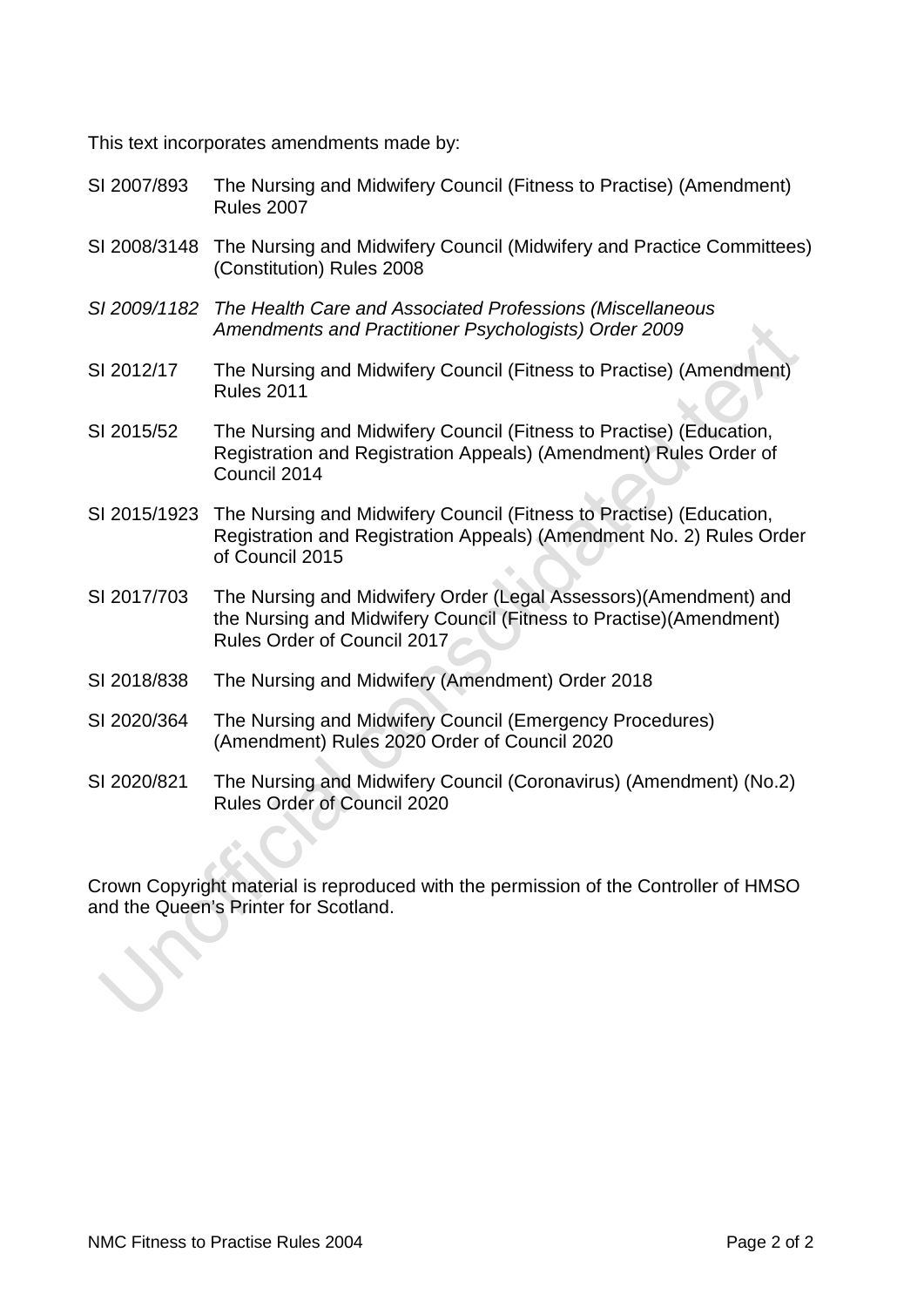This text incorporates amendments made by:

| | |
|---|---|
| SI 2007/893 | The Nursing and Midwifery Council (Fitness to Practise) (Amendment) Rules 2007 |
| SI 2008/3148 | The Nursing and Midwifery Council (Midwifery and Practice Committees) (Constitution) Rules 2008 |
| *SI 2009/1182* | *The Health Care and Associated Professions (Miscellaneous Amendments and Practitioner Psychologists) Order 2009* |
| SI 2012/17 | The Nursing and Midwifery Council (Fitness to Practise) (Amendment) Rules 2011 |
| SI 2015/52 | The Nursing and Midwifery Council (Fitness to Practise) (Education, Registration and Registration Appeals) (Amendment) Rules Order of Council 2014 |
| SI 2015/1923 | The Nursing and Midwifery Council (Fitness to Practise) (Education, Registration and Registration Appeals) (Amendment No. 2) Rules Order of Council 2015 |
| SI 2017/703 | The Nursing and Midwifery Order (Legal Assessors)(Amendment) and the Nursing and Midwifery Council (Fitness to Practise)(Amendment) Rules Order of Council 2017 |
| SI 2018/838 | The Nursing and Midwifery (Amendment) Order 2018 |
| SI 2020/364 | The Nursing and Midwifery Council (Emergency Procedures) (Amendment) Rules 2020 Order of Council 2020 |
| SI 2020/821 | The Nursing and Midwifery Council (Coronavirus) (Amendment) (No.2) Rules Order of Council 2020 |

Crown Copyright material is reproduced with the permission of the Controller of HMSO and the Queen's Printer for Scotland.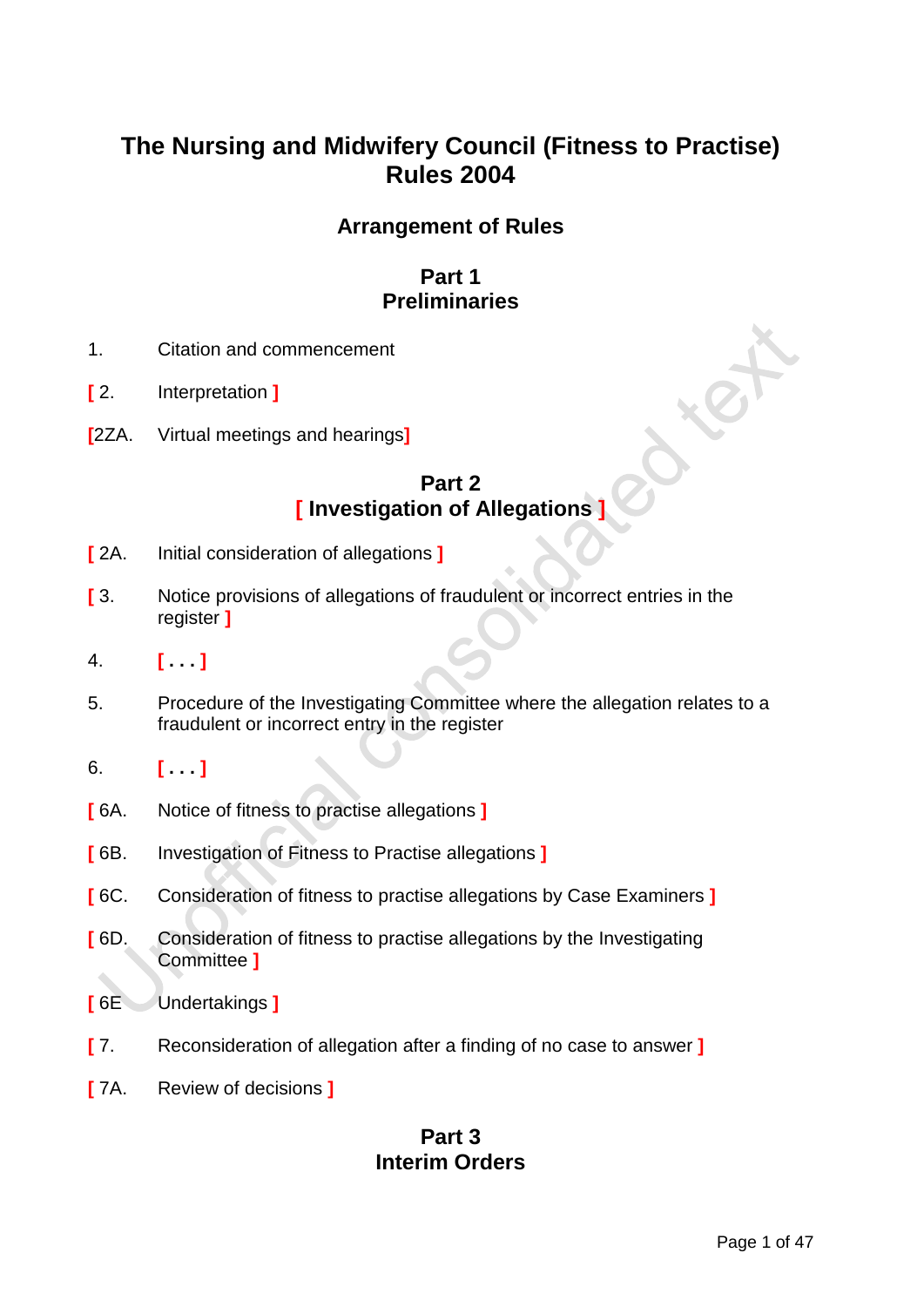# The Nursing and Midwifery Council (Fitness to Practise) Rules 2004

## Arrangement of Rules

### Part 1
### Preliminaries

1. Citation and commencement

[ 2. Interpretation ]

[2ZA. Virtual meetings and hearings]

### Part 2
### [ Investigation of Allegations ]

[ 2A. Initial consideration of allegations ]

[ 3. Notice provisions of allegations of fraudulent or incorrect entries in the register ]

4. [ . . . ]

5. Procedure of the Investigating Committee where the allegation relates to a fraudulent or incorrect entry in the register

6. [ . . . ]

[ 6A. Notice of fitness to practise allegations ]

[ 6B. Investigation of Fitness to Practise allegations ]

[ 6C. Consideration of fitness to practise allegations by Case Examiners ]

[ 6D. Consideration of fitness to practise allegations by the Investigating Committee ]

[ 6E Undertakings ]

[ 7. Reconsideration of allegation after a finding of no case to answer ]

[ 7A. Review of decisions ]

### Part 3
### Interim Orders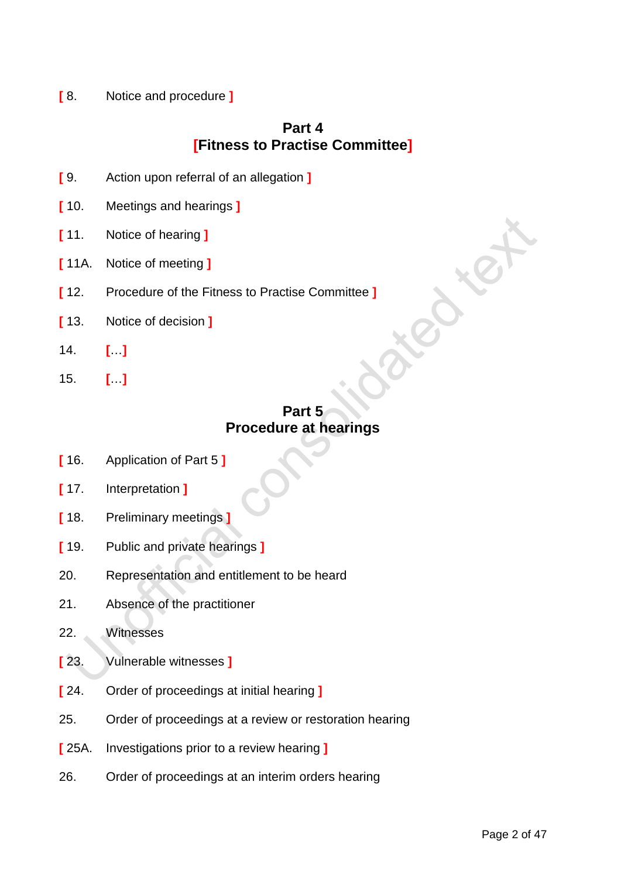[ 8. Notice and procedure ]

## Part 4
## [Fitness to Practise Committee]

[ 9. Action upon referral of an allegation ]

[ 10. Meetings and hearings ]

[ 11. Notice of hearing ]

[ 11A. Notice of meeting ]

[ 12. Procedure of the Fitness to Practise Committee ]

[ 13. Notice of decision ]

14. […]

15. […]

## Part 5
## Procedure at hearings

[ 16. Application of Part 5 ]

[ 17. Interpretation ]

[ 18. Preliminary meetings ]

[ 19. Public and private hearings ]

20. Representation and entitlement to be heard

21. Absence of the practitioner

22. Witnesses

[ 23. Vulnerable witnesses ]

[ 24. Order of proceedings at initial hearing ]

25. Order of proceedings at a review or restoration hearing

[ 25A. Investigations prior to a review hearing ]

26. Order of proceedings at an interim orders hearing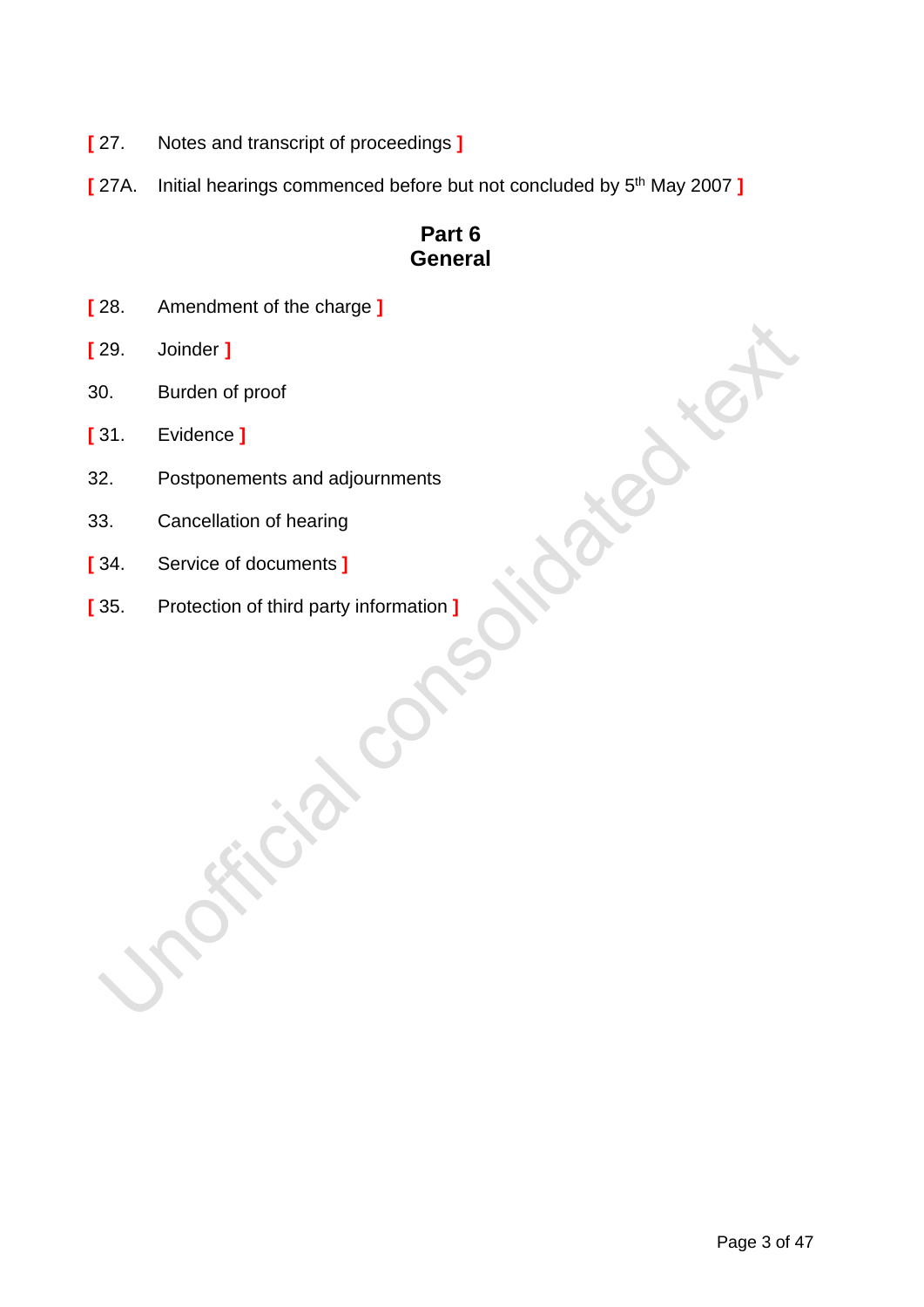[ 27. Notes and transcript of proceedings ]

[ 27A. Initial hearings commenced before but not concluded by 5th May 2007 ]

## Part 6
## General

[ 28. Amendment of the charge ]

[ 29. Joinder ]

30. Burden of proof

[ 31. Evidence ]

32. Postponements and adjournments

33. Cancellation of hearing

[ 34. Service of documents ]

[ 35. Protection of third party information ]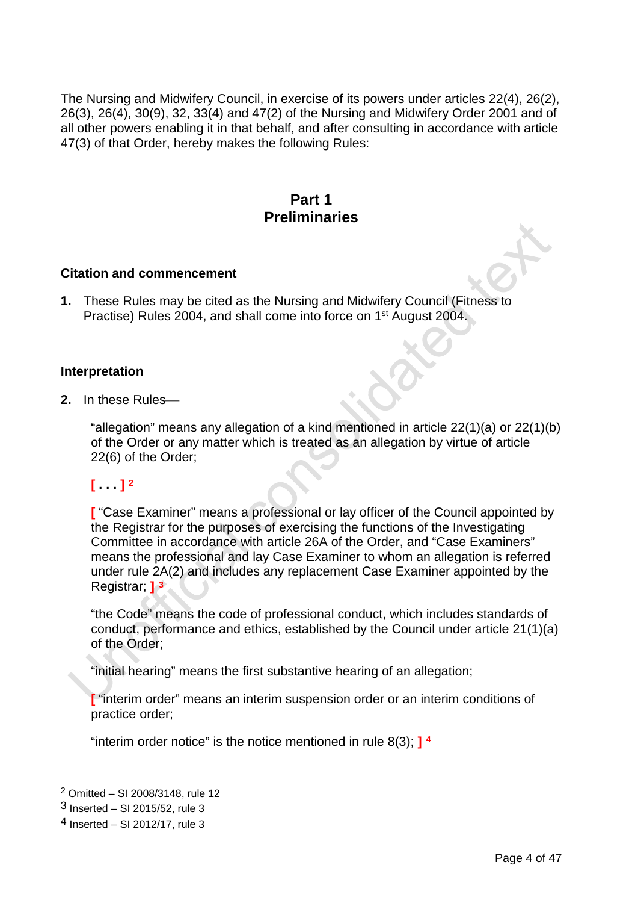The Nursing and Midwifery Council, in exercise of its powers under articles 22(4), 26(2), 26(3), 26(4), 30(9), 32, 33(4) and 47(2) of the Nursing and Midwifery Order 2001 and of all other powers enabling it in that behalf, and after consulting in accordance with article 47(3) of that Order, hereby makes the following Rules:

## Part 1
## Preliminaries

### Citation and commencement

**1.** These Rules may be cited as the Nursing and Midwifery Council (Fitness to Practise) Rules 2004, and shall come into force on 1st August 2004.

### Interpretation

**2.** In these Rules—

"allegation" means any allegation of a kind mentioned in article 22(1)(a) or 22(1)(b) of the Order or any matter which is treated as an allegation by virtue of article 22(6) of the Order;

**[ . . . ]** [2]

[ "Case Examiner" means a professional or lay officer of the Council appointed by the Registrar for the purposes of exercising the functions of the Investigating Committee in accordance with article 26A of the Order, and "Case Examiners" means the professional and lay Case Examiner to whom an allegation is referred under rule 2A(2) and includes any replacement Case Examiner appointed by the Registrar; ] [3]

"the Code" means the code of professional conduct, which includes standards of conduct, performance and ethics, established by the Council under article 21(1)(a) of the Order;

"initial hearing" means the first substantive hearing of an allegation;

[ "interim order" means an interim suspension order or an interim conditions of practice order;

"interim order notice" is the notice mentioned in rule 8(3); ] [4]

---

[2] Omitted – SI 2008/3148, rule 12

[3] Inserted – SI 2015/52, rule 3

[4] Inserted – SI 2012/17, rule 3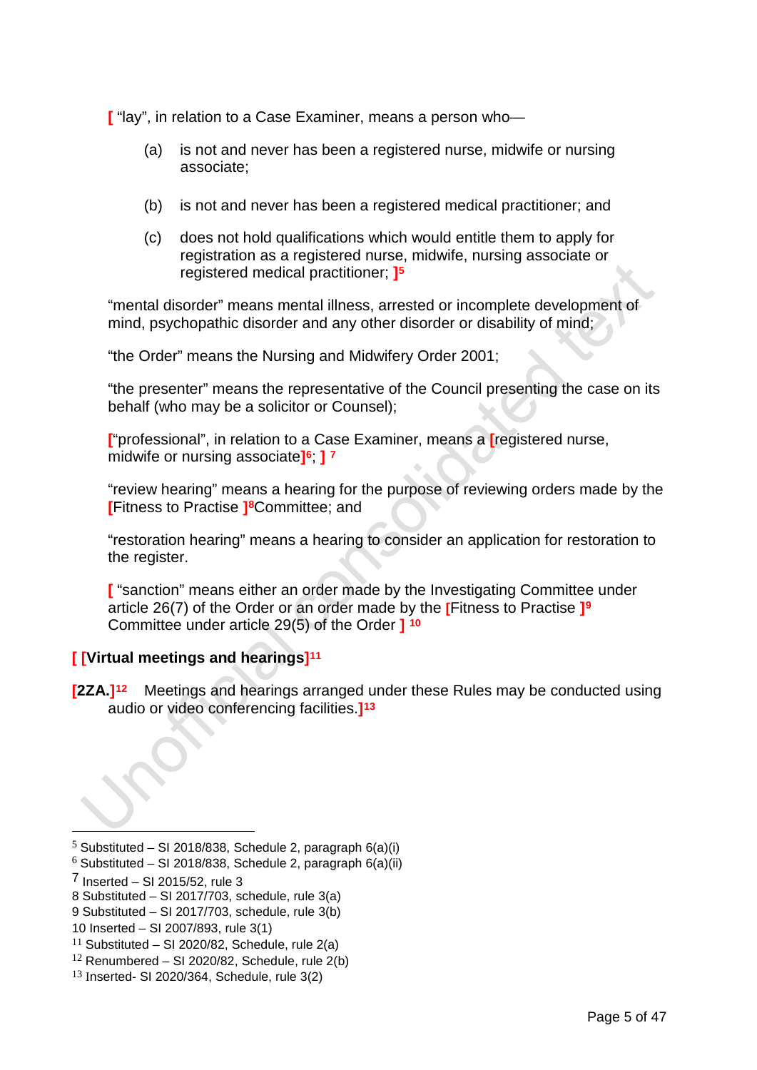[ "lay", in relation to a Case Examiner, means a person who—

(a) is not and never has been a registered nurse, midwife or nursing associate;

(b) is not and never has been a registered medical practitioner; and

(c) does not hold qualifications which would entitle them to apply for registration as a registered nurse, midwife, nursing associate or registered medical practitioner; ][5]

"mental disorder" means mental illness, arrested or incomplete development of mind, psychopathic disorder and any other disorder or disability of mind;

"the Order" means the Nursing and Midwifery Order 2001;

"the presenter" means the representative of the Council presenting the case on its behalf (who may be a solicitor or Counsel);

["professional", in relation to a Case Examiner, means a [registered nurse, midwife or nursing associate][6]; ] [7]

"review hearing" means a hearing for the purpose of reviewing orders made by the [Fitness to Practise ][8]Committee; and

"restoration hearing" means a hearing to consider an application for restoration to the register.

[ "sanction" means either an order made by the Investigating Committee under article 26(7) of the Order or an order made by the [Fitness to Practise ][9] Committee under article 29(5) of the Order ] [10]

**[ [Virtual meetings and hearings][11]**

**[2ZA.]**[12] Meetings and hearings arranged under these Rules may be conducted using audio or video conferencing facilities.][13]

---

[5] Substituted – SI 2018/838, Schedule 2, paragraph 6(a)(i)
[6] Substituted – SI 2018/838, Schedule 2, paragraph 6(a)(ii)
[7] Inserted – SI 2015/52, rule 3
[8] Substituted – SI 2017/703, schedule, rule 3(a)
[9] Substituted – SI 2017/703, schedule, rule 3(b)
[10] Inserted – SI 2007/893, rule 3(1)
[11] Substituted – SI 2020/82, Schedule, rule 2(a)
[12] Renumbered – SI 2020/82, Schedule, rule 2(b)
[13] Inserted- SI 2020/364, Schedule, rule 3(2)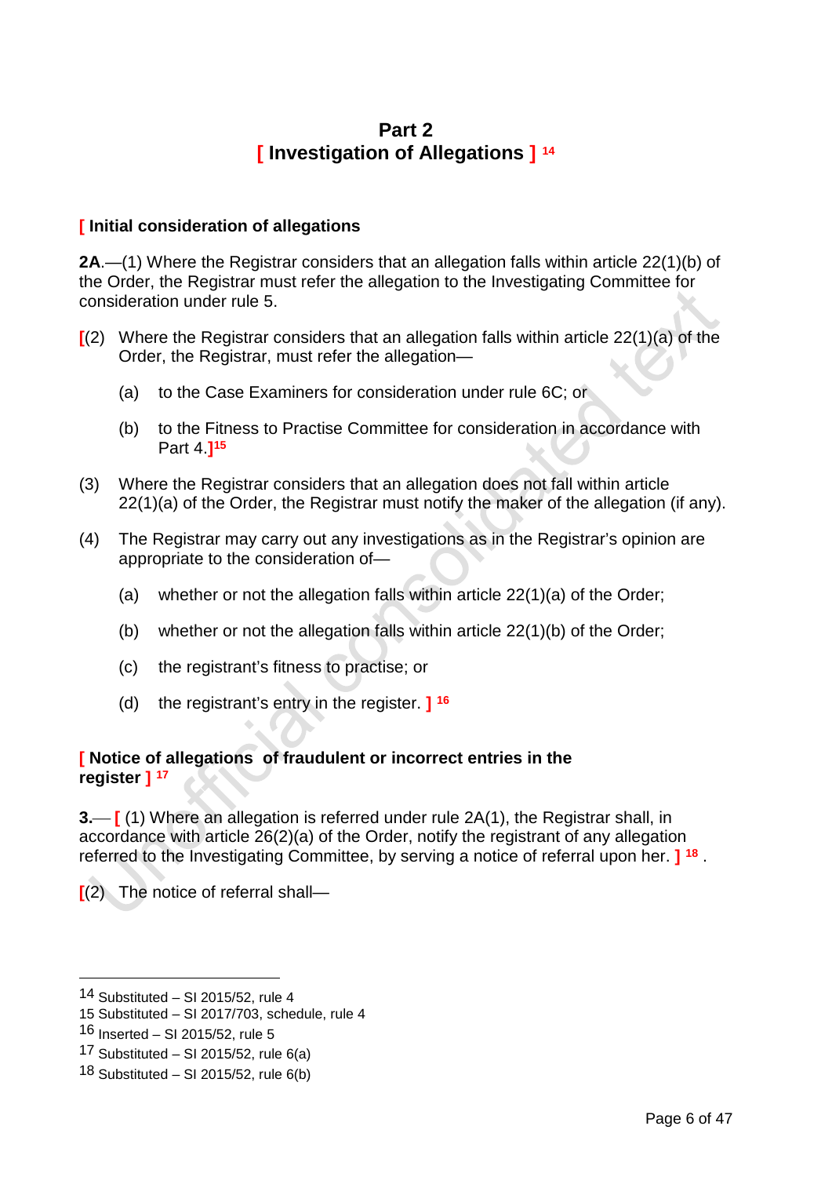# Part 2
# [ Investigation of Allegations ] [14]

**[ Initial consideration of allegations**

**2A**.—(1) Where the Registrar considers that an allegation falls within article 22(1)(b) of the Order, the Registrar must refer the allegation to the Investigating Committee for consideration under rule 5.

[(2) Where the Registrar considers that an allegation falls within article 22(1)(a) of the Order, the Registrar, must refer the allegation—

(a) to the Case Examiners for consideration under rule 6C; or

(b) to the Fitness to Practise Committee for consideration in accordance with Part 4.][15]

(3) Where the Registrar considers that an allegation does not fall within article 22(1)(a) of the Order, the Registrar must notify the maker of the allegation (if any).

(4) The Registrar may carry out any investigations as in the Registrar's opinion are appropriate to the consideration of—

(a) whether or not the allegation falls within article 22(1)(a) of the Order;

(b) whether or not the allegation falls within article 22(1)(b) of the Order;

(c) the registrant's fitness to practise; or

(d) the registrant's entry in the register. ] [16]

**[ Notice of allegations of fraudulent or incorrect entries in the register ]** [17]

**3.**— [ (1) Where an allegation is referred under rule 2A(1), the Registrar shall, in accordance with article 26(2)(a) of the Order, notify the registrant of any allegation referred to the Investigating Committee, by serving a notice of referral upon her. ] [18] .

[(2) The notice of referral shall—

---

[14] Substituted – SI 2015/52, rule 4
[15] Substituted – SI 2017/703, schedule, rule 4
[16] Inserted – SI 2015/52, rule 5
[17] Substituted – SI 2015/52, rule 6(a)
[18] Substituted – SI 2015/52, rule 6(b)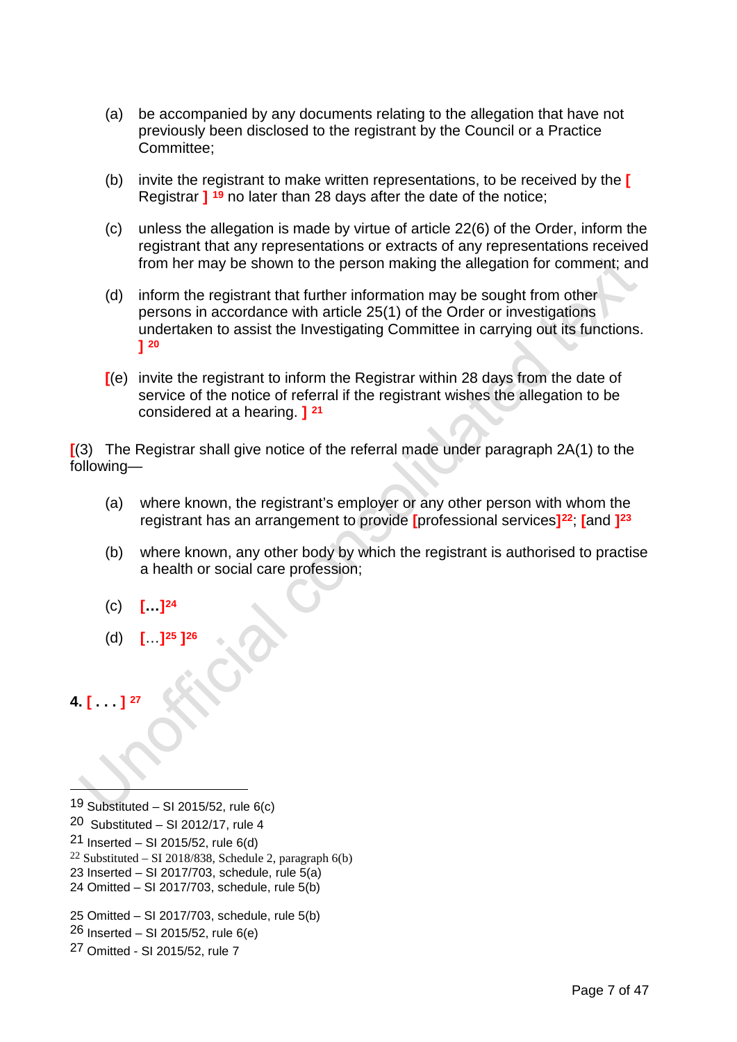(a) be accompanied by any documents relating to the allegation that have not previously been disclosed to the registrant by the Council or a Practice Committee;

(b) invite the registrant to make written representations, to be received by the [ Registrar ] [19] no later than 28 days after the date of the notice;

(c) unless the allegation is made by virtue of article 22(6) of the Order, inform the registrant that any representations or extracts of any representations received from her may be shown to the person making the allegation for comment; and

(d) inform the registrant that further information may be sought from other persons in accordance with article 25(1) of the Order or investigations undertaken to assist the Investigating Committee in carrying out its functions. ] [20]

[(e) invite the registrant to inform the Registrar within 28 days from the date of service of the notice of referral if the registrant wishes the allegation to be considered at a hearing. ] [21]

[(3) The Registrar shall give notice of the referral made under paragraph 2A(1) to the following—

(a) where known, the registrant's employer or any other person with whom the registrant has an arrangement to provide [professional services][22]; [and ][23]

(b) where known, any other body by which the registrant is authorised to practise a health or social care profession;

(c) […][24]

(d) […][25] ][26]

**4. [ . . . ]** [27]

---

19 Substituted – SI 2015/52, rule 6(c)
20 Substituted – SI 2012/17, rule 4
21 Inserted – SI 2015/52, rule 6(d)
22 Substituted – SI 2018/838, Schedule 2, paragraph 6(b)
23 Inserted – SI 2017/703, schedule, rule 5(a)
24 Omitted – SI 2017/703, schedule, rule 5(b)

25 Omitted – SI 2017/703, schedule, rule 5(b)
26 Inserted – SI 2015/52, rule 6(e)
27 Omitted - SI 2015/52, rule 7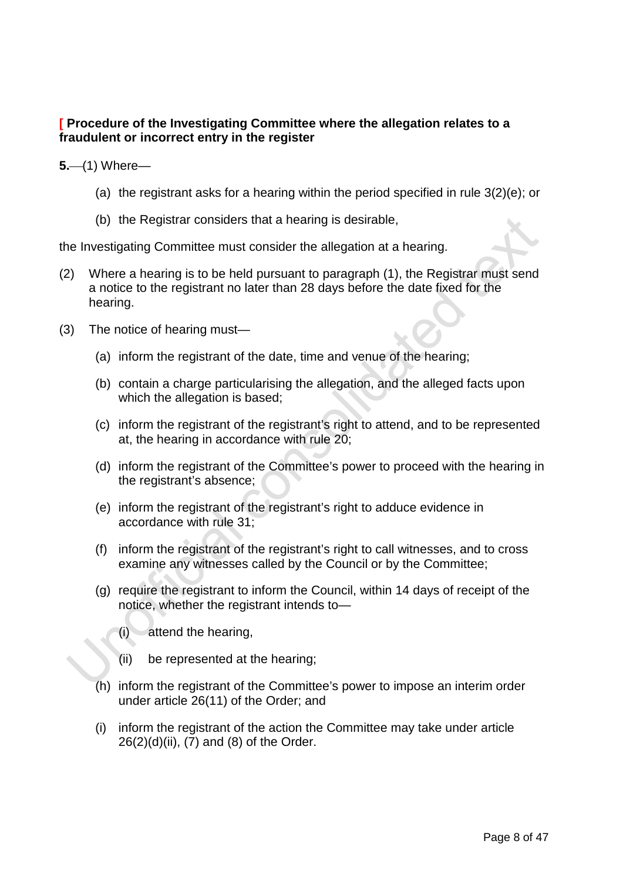### [ Procedure of the Investigating Committee where the allegation relates to a fraudulent or incorrect entry in the register

**5.**—(1) Where—

(a) the registrant asks for a hearing within the period specified in rule 3(2)(e); or

(b) the Registrar considers that a hearing is desirable,

the Investigating Committee must consider the allegation at a hearing.

(2) Where a hearing is to be held pursuant to paragraph (1), the Registrar must send a notice to the registrant no later than 28 days before the date fixed for the hearing.

(3) The notice of hearing must—

(a) inform the registrant of the date, time and venue of the hearing;

(b) contain a charge particularising the allegation, and the alleged facts upon which the allegation is based;

(c) inform the registrant of the registrant's right to attend, and to be represented at, the hearing in accordance with rule 20;

(d) inform the registrant of the Committee's power to proceed with the hearing in the registrant's absence;

(e) inform the registrant of the registrant's right to adduce evidence in accordance with rule 31;

(f) inform the registrant of the registrant's right to call witnesses, and to cross examine any witnesses called by the Council or by the Committee;

(g) require the registrant to inform the Council, within 14 days of receipt of the notice, whether the registrant intends to—

(i) attend the hearing,

(ii) be represented at the hearing;

(h) inform the registrant of the Committee's power to impose an interim order under article 26(11) of the Order; and

(i) inform the registrant of the action the Committee may take under article 26(2)(d)(ii), (7) and (8) of the Order.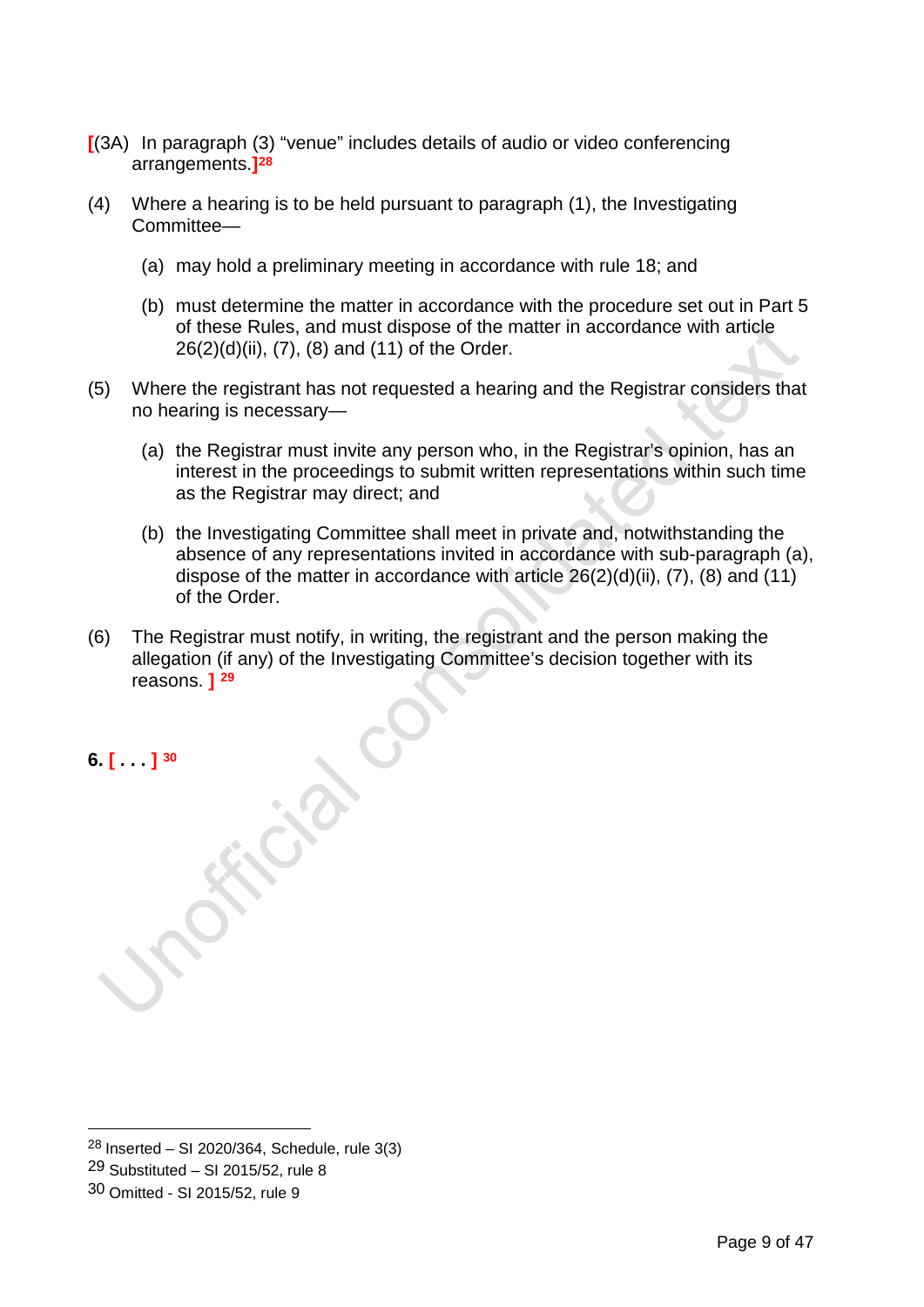[(3A) In paragraph (3) "venue" includes details of audio or video conferencing arrangements.][28]

(4) Where a hearing is to be held pursuant to paragraph (1), the Investigating Committee—

(a) may hold a preliminary meeting in accordance with rule 18; and

(b) must determine the matter in accordance with the procedure set out in Part 5 of these Rules, and must dispose of the matter in accordance with article 26(2)(d)(ii), (7), (8) and (11) of the Order.

(5) Where the registrant has not requested a hearing and the Registrar considers that no hearing is necessary—

(a) the Registrar must invite any person who, in the Registrar's opinion, has an interest in the proceedings to submit written representations within such time as the Registrar may direct; and

(b) the Investigating Committee shall meet in private and, notwithstanding the absence of any representations invited in accordance with sub-paragraph (a), dispose of the matter in accordance with article 26(2)(d)(ii), (7), (8) and (11) of the Order.

(6) The Registrar must notify, in writing, the registrant and the person making the allegation (if any) of the Investigating Committee's decision together with its reasons. ] [29]

**6. [ . . . ]** [30]

---

[28] Inserted – SI 2020/364, Schedule, rule 3(3)
[29] Substituted – SI 2015/52, rule 8
[30] Omitted - SI 2015/52, rule 9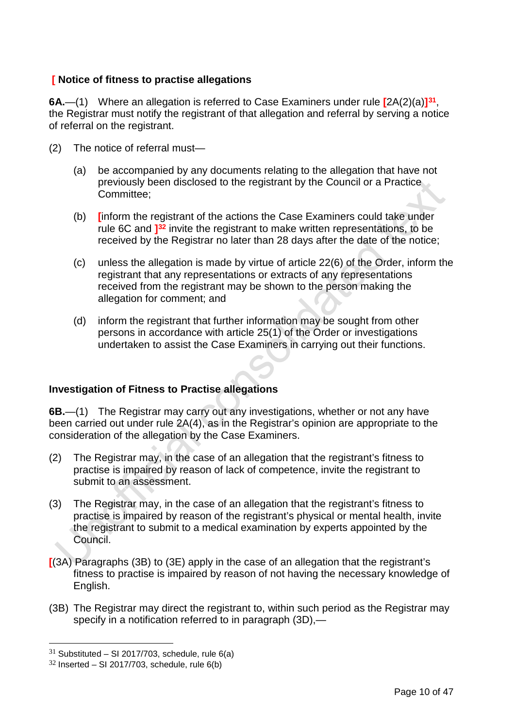### [ Notice of fitness to practise allegations

**6A.**—(1) Where an allegation is referred to Case Examiners under rule [2A(2)(a)][31], the Registrar must notify the registrant of that allegation and referral by serving a notice of referral on the registrant.

(2) The notice of referral must—

(a) be accompanied by any documents relating to the allegation that have not previously been disclosed to the registrant by the Council or a Practice Committee;

(b) [inform the registrant of the actions the Case Examiners could take under rule 6C and ][32] invite the registrant to make written representations, to be received by the Registrar no later than 28 days after the date of the notice;

(c) unless the allegation is made by virtue of article 22(6) of the Order, inform the registrant that any representations or extracts of any representations received from the registrant may be shown to the person making the allegation for comment; and

(d) inform the registrant that further information may be sought from other persons in accordance with article 25(1) of the Order or investigations undertaken to assist the Case Examiners in carrying out their functions.

### Investigation of Fitness to Practise allegations

**6B.**—(1) The Registrar may carry out any investigations, whether or not any have been carried out under rule 2A(4), as in the Registrar's opinion are appropriate to the consideration of the allegation by the Case Examiners.

(2) The Registrar may, in the case of an allegation that the registrant's fitness to practise is impaired by reason of lack of competence, invite the registrant to submit to an assessment.

(3) The Registrar may, in the case of an allegation that the registrant's fitness to practise is impaired by reason of the registrant's physical or mental health, invite the registrant to submit to a medical examination by experts appointed by the Council.

[(3A) Paragraphs (3B) to (3E) apply in the case of an allegation that the registrant's fitness to practise is impaired by reason of not having the necessary knowledge of English.

(3B) The Registrar may direct the registrant to, within such period as the Registrar may specify in a notification referred to in paragraph (3D),—

---

[31] Substituted – SI 2017/703, schedule, rule 6(a)

[32] Inserted – SI 2017/703, schedule, rule 6(b)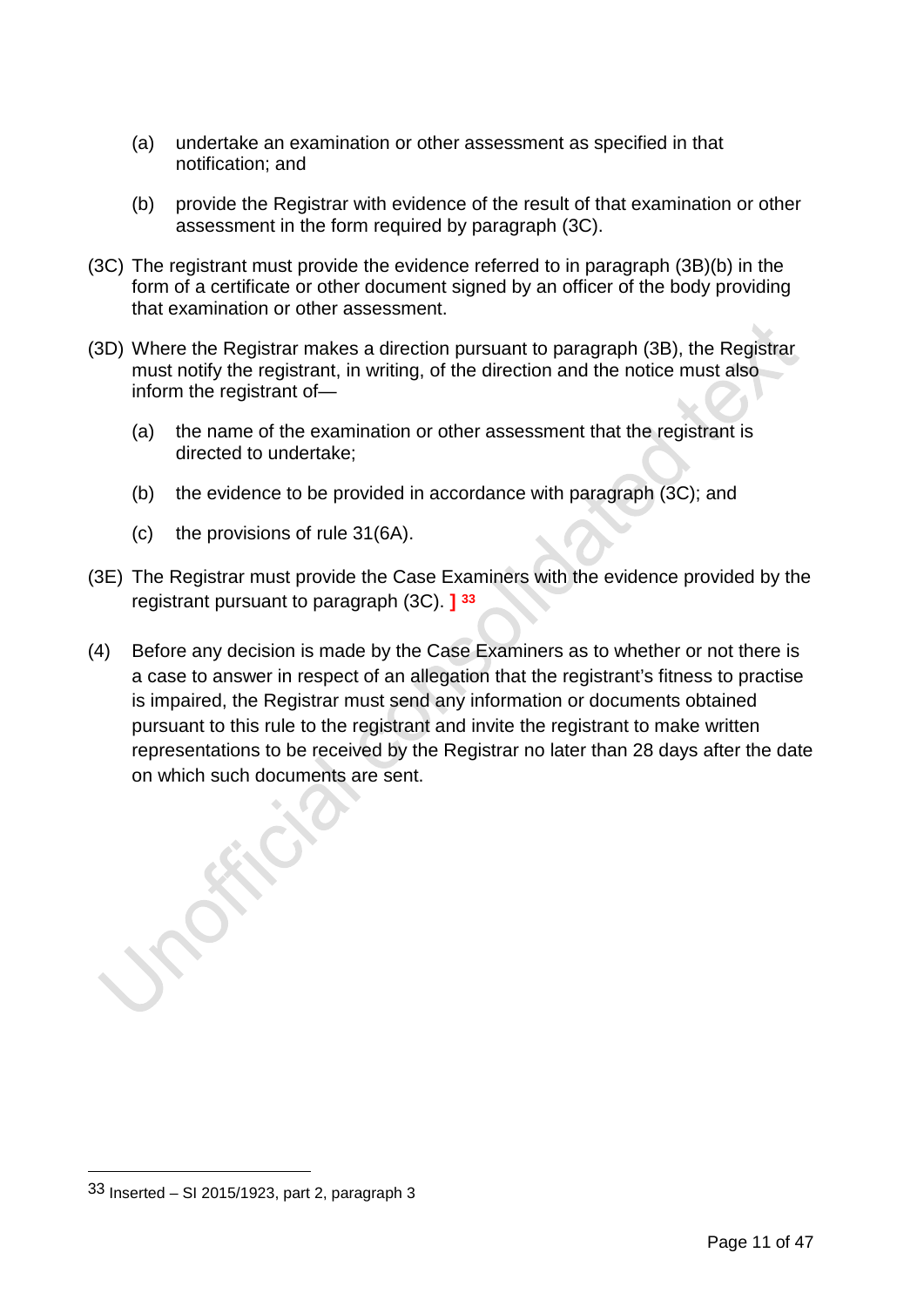(a) undertake an examination or other assessment as specified in that notification; and

(b) provide the Registrar with evidence of the result of that examination or other assessment in the form required by paragraph (3C).

(3C) The registrant must provide the evidence referred to in paragraph (3B)(b) in the form of a certificate or other document signed by an officer of the body providing that examination or other assessment.

(3D) Where the Registrar makes a direction pursuant to paragraph (3B), the Registrar must notify the registrant, in writing, of the direction and the notice must also inform the registrant of—

(a) the name of the examination or other assessment that the registrant is directed to undertake;

(b) the evidence to be provided in accordance with paragraph (3C); and

(c) the provisions of rule 31(6A).

(3E) The Registrar must provide the Case Examiners with the evidence provided by the registrant pursuant to paragraph (3C). ] [33]

(4) Before any decision is made by the Case Examiners as to whether or not there is a case to answer in respect of an allegation that the registrant's fitness to practise is impaired, the Registrar must send any information or documents obtained pursuant to this rule to the registrant and invite the registrant to make written representations to be received by the Registrar no later than 28 days after the date on which such documents are sent.

---

[33] Inserted – SI 2015/1923, part 2, paragraph 3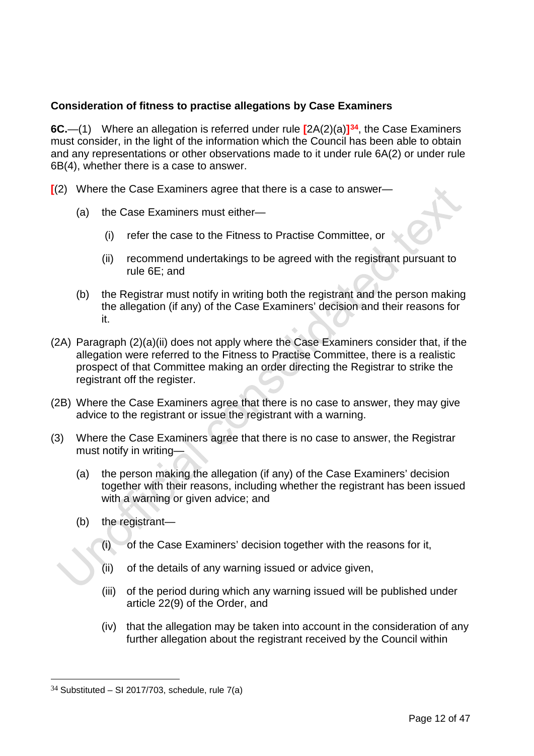### Consideration of fitness to practise allegations by Case Examiners

**6C.**—(1) Where an allegation is referred under rule [2A(2)(a)][34], the Case Examiners must consider, in the light of the information which the Council has been able to obtain and any representations or other observations made to it under rule 6A(2) or under rule 6B(4), whether there is a case to answer.

[(2) Where the Case Examiners agree that there is a case to answer—

(a) the Case Examiners must either—

(i) refer the case to the Fitness to Practise Committee, or

(ii) recommend undertakings to be agreed with the registrant pursuant to rule 6E; and

(b) the Registrar must notify in writing both the registrant and the person making the allegation (if any) of the Case Examiners' decision and their reasons for it.

(2A) Paragraph (2)(a)(ii) does not apply where the Case Examiners consider that, if the allegation were referred to the Fitness to Practise Committee, there is a realistic prospect of that Committee making an order directing the Registrar to strike the registrant off the register.

(2B) Where the Case Examiners agree that there is no case to answer, they may give advice to the registrant or issue the registrant with a warning.

(3) Where the Case Examiners agree that there is no case to answer, the Registrar must notify in writing—

(a) the person making the allegation (if any) of the Case Examiners' decision together with their reasons, including whether the registrant has been issued with a warning or given advice; and

(b) the registrant—

(i) of the Case Examiners' decision together with the reasons for it,

(ii) of the details of any warning issued or advice given,

(iii) of the period during which any warning issued will be published under article 22(9) of the Order, and

(iv) that the allegation may be taken into account in the consideration of any further allegation about the registrant received by the Council within

---

[34] Substituted – SI 2017/703, schedule, rule 7(a)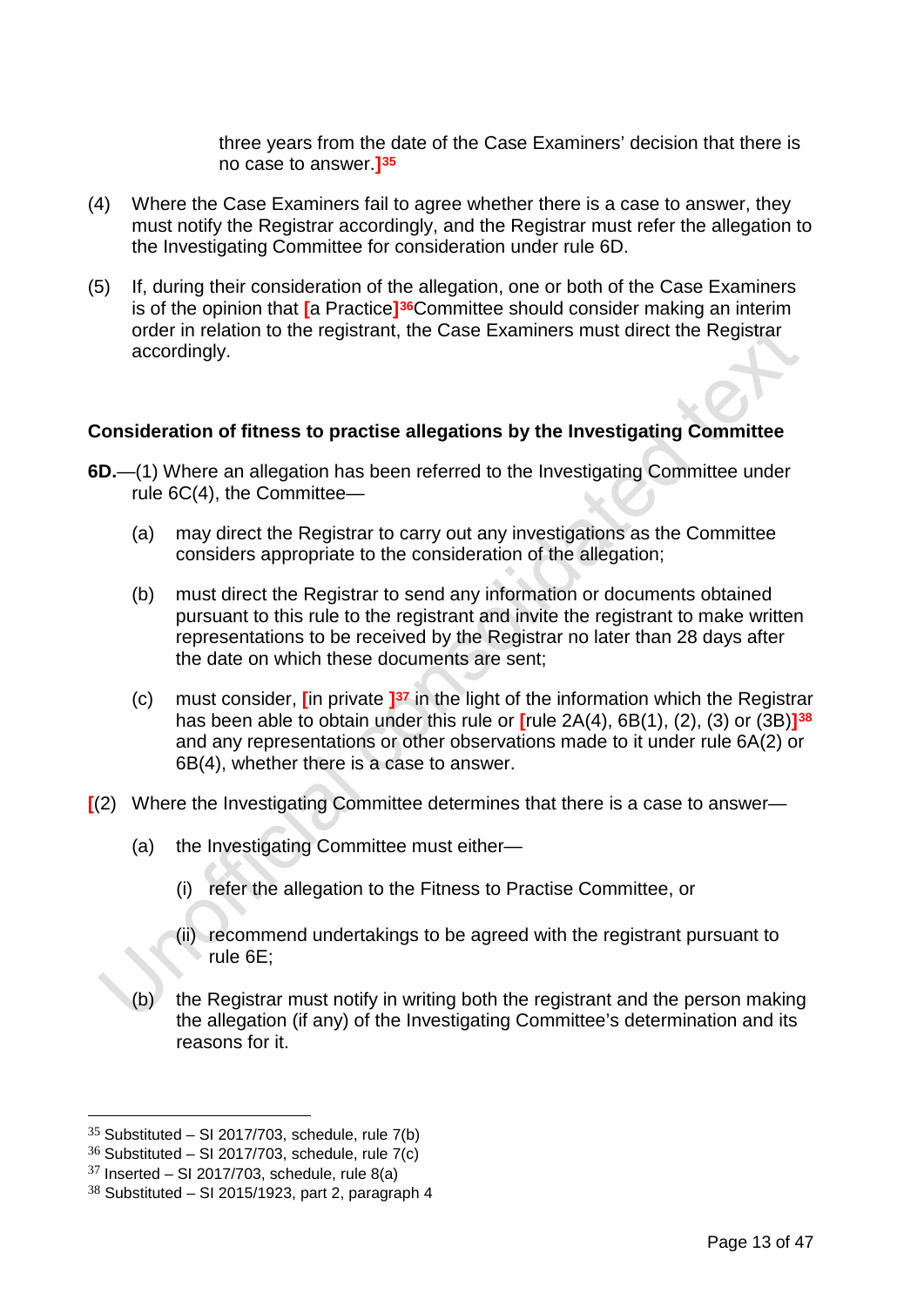three years from the date of the Case Examiners' decision that there is no case to answer.][35]

(4) Where the Case Examiners fail to agree whether there is a case to answer, they must notify the Registrar accordingly, and the Registrar must refer the allegation to the Investigating Committee for consideration under rule 6D.

(5) If, during their consideration of the allegation, one or both of the Case Examiners is of the opinion that [a Practice][36]Committee should consider making an interim order in relation to the registrant, the Case Examiners must direct the Registrar accordingly.

**Consideration of fitness to practise allegations by the Investigating Committee**

**6D.**—(1) Where an allegation has been referred to the Investigating Committee under rule 6C(4), the Committee—

(a) may direct the Registrar to carry out any investigations as the Committee considers appropriate to the consideration of the allegation;

(b) must direct the Registrar to send any information or documents obtained pursuant to this rule to the registrant and invite the registrant to make written representations to be received by the Registrar no later than 28 days after the date on which these documents are sent;

(c) must consider, [in private ][37] in the light of the information which the Registrar has been able to obtain under this rule or [rule 2A(4), 6B(1), (2), (3) or (3B)][38] and any representations or other observations made to it under rule 6A(2) or 6B(4), whether there is a case to answer.

[(2) Where the Investigating Committee determines that there is a case to answer—

(a) the Investigating Committee must either—

(i) refer the allegation to the Fitness to Practise Committee, or

(ii) recommend undertakings to be agreed with the registrant pursuant to rule 6E;

(b) the Registrar must notify in writing both the registrant and the person making the allegation (if any) of the Investigating Committee's determination and its reasons for it.

---

[35] Substituted – SI 2017/703, schedule, rule 7(b)
[36] Substituted – SI 2017/703, schedule, rule 7(c)
[37] Inserted – SI 2017/703, schedule, rule 8(a)
[38] Substituted – SI 2015/1923, part 2, paragraph 4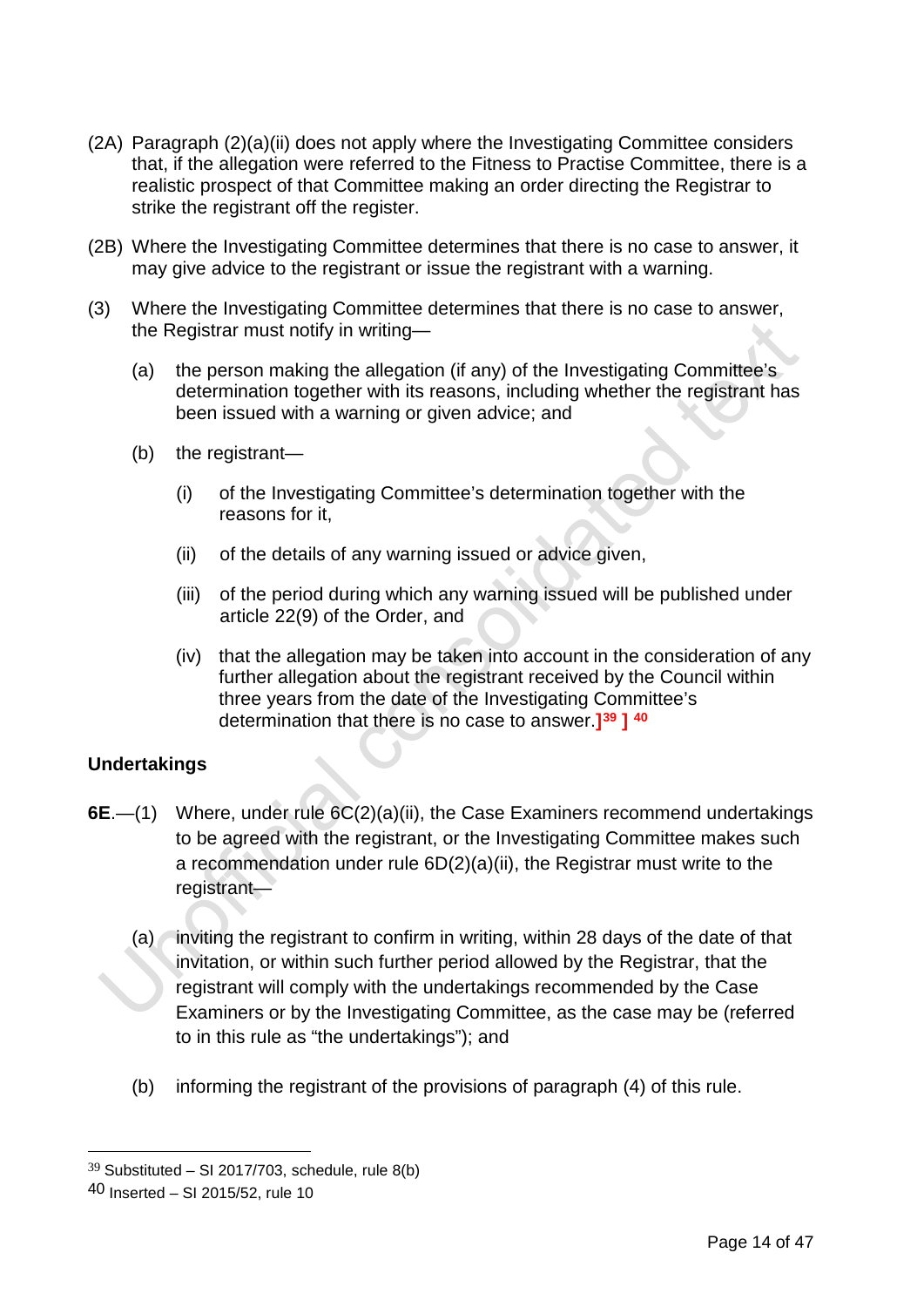(2A) Paragraph (2)(a)(ii) does not apply where the Investigating Committee considers that, if the allegation were referred to the Fitness to Practise Committee, there is a realistic prospect of that Committee making an order directing the Registrar to strike the registrant off the register.

(2B) Where the Investigating Committee determines that there is no case to answer, it may give advice to the registrant or issue the registrant with a warning.

(3) Where the Investigating Committee determines that there is no case to answer, the Registrar must notify in writing—

(a) the person making the allegation (if any) of the Investigating Committee's determination together with its reasons, including whether the registrant has been issued with a warning or given advice; and

(b) the registrant—

(i) of the Investigating Committee's determination together with the reasons for it,

(ii) of the details of any warning issued or advice given,

(iii) of the period during which any warning issued will be published under article 22(9) of the Order, and

(iv) that the allegation may be taken into account in the consideration of any further allegation about the registrant received by the Council within three years from the date of the Investigating Committee's determination that there is no case to answer.][39] ][40]

### Undertakings

**6E**.—(1) Where, under rule 6C(2)(a)(ii), the Case Examiners recommend undertakings to be agreed with the registrant, or the Investigating Committee makes such a recommendation under rule 6D(2)(a)(ii), the Registrar must write to the registrant—

(a) inviting the registrant to confirm in writing, within 28 days of the date of that invitation, or within such further period allowed by the Registrar, that the registrant will comply with the undertakings recommended by the Case Examiners or by the Investigating Committee, as the case may be (referred to in this rule as "the undertakings"); and

(b) informing the registrant of the provisions of paragraph (4) of this rule.

---

[39] Substituted – SI 2017/703, schedule, rule 8(b)

[40] Inserted – SI 2015/52, rule 10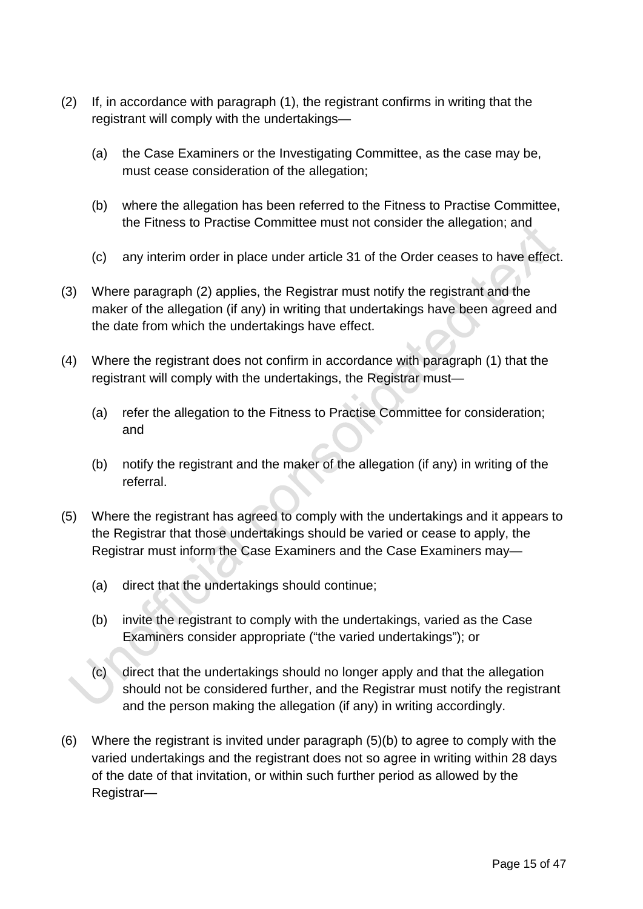(2) If, in accordance with paragraph (1), the registrant confirms in writing that the registrant will comply with the undertakings—

(a) the Case Examiners or the Investigating Committee, as the case may be, must cease consideration of the allegation;

(b) where the allegation has been referred to the Fitness to Practise Committee, the Fitness to Practise Committee must not consider the allegation; and

(c) any interim order in place under article 31 of the Order ceases to have effect.

(3) Where paragraph (2) applies, the Registrar must notify the registrant and the maker of the allegation (if any) in writing that undertakings have been agreed and the date from which the undertakings have effect.

(4) Where the registrant does not confirm in accordance with paragraph (1) that the registrant will comply with the undertakings, the Registrar must—

(a) refer the allegation to the Fitness to Practise Committee for consideration; and

(b) notify the registrant and the maker of the allegation (if any) in writing of the referral.

(5) Where the registrant has agreed to comply with the undertakings and it appears to the Registrar that those undertakings should be varied or cease to apply, the Registrar must inform the Case Examiners and the Case Examiners may—

(a) direct that the undertakings should continue;

(b) invite the registrant to comply with the undertakings, varied as the Case Examiners consider appropriate ("the varied undertakings"); or

(c) direct that the undertakings should no longer apply and that the allegation should not be considered further, and the Registrar must notify the registrant and the person making the allegation (if any) in writing accordingly.

(6) Where the registrant is invited under paragraph (5)(b) to agree to comply with the varied undertakings and the registrant does not so agree in writing within 28 days of the date of that invitation, or within such further period as allowed by the Registrar—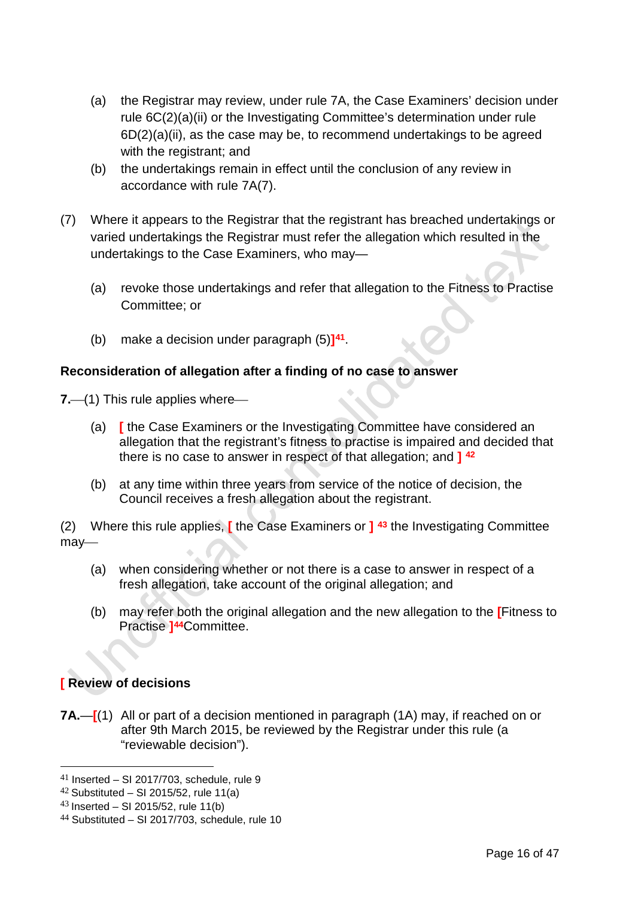(a) the Registrar may review, under rule 7A, the Case Examiners' decision under rule 6C(2)(a)(ii) or the Investigating Committee's determination under rule 6D(2)(a)(ii), as the case may be, to recommend undertakings to be agreed with the registrant; and

(b) the undertakings remain in effect until the conclusion of any review in accordance with rule 7A(7).

(7) Where it appears to the Registrar that the registrant has breached undertakings or varied undertakings the Registrar must refer the allegation which resulted in the undertakings to the Case Examiners, who may—

(a) revoke those undertakings and refer that allegation to the Fitness to Practise Committee; or

(b) make a decision under paragraph (5)][41].

**Reconsideration of allegation after a finding of no case to answer**

**7.**—(1) This rule applies where—

(a) [ the Case Examiners or the Investigating Committee have considered an allegation that the registrant's fitness to practise is impaired and decided that there is no case to answer in respect of that allegation; and ] [42]

(b) at any time within three years from service of the notice of decision, the Council receives a fresh allegation about the registrant.

(2) Where this rule applies, [ the Case Examiners or ] [43] the Investigating Committee may—

(a) when considering whether or not there is a case to answer in respect of a fresh allegation, take account of the original allegation; and

(b) may refer both the original allegation and the new allegation to the [Fitness to Practise ][44]Committee.

**[ Review of decisions**

**7A.**—[(1) All or part of a decision mentioned in paragraph (1A) may, if reached on or after 9th March 2015, be reviewed by the Registrar under this rule (a "reviewable decision").

---

[41] Inserted – SI 2017/703, schedule, rule 9
[42] Substituted – SI 2015/52, rule 11(a)
[43] Inserted – SI 2015/52, rule 11(b)
[44] Substituted – SI 2017/703, schedule, rule 10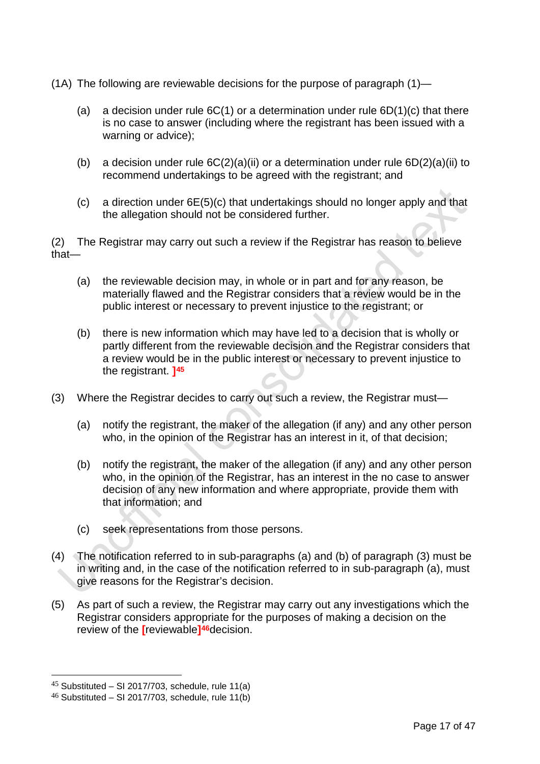(1A) The following are reviewable decisions for the purpose of paragraph (1)—

(a) a decision under rule 6C(1) or a determination under rule 6D(1)(c) that there is no case to answer (including where the registrant has been issued with a warning or advice);

(b) a decision under rule 6C(2)(a)(ii) or a determination under rule 6D(2)(a)(ii) to recommend undertakings to be agreed with the registrant; and

(c) a direction under 6E(5)(c) that undertakings should no longer apply and that the allegation should not be considered further.

(2) The Registrar may carry out such a review if the Registrar has reason to believe that—

(a) the reviewable decision may, in whole or in part and for any reason, be materially flawed and the Registrar considers that a review would be in the public interest or necessary to prevent injustice to the registrant; or

(b) there is new information which may have led to a decision that is wholly or partly different from the reviewable decision and the Registrar considers that a review would be in the public interest or necessary to prevent injustice to the registrant. ][45]

(3) Where the Registrar decides to carry out such a review, the Registrar must—

(a) notify the registrant, the maker of the allegation (if any) and any other person who, in the opinion of the Registrar has an interest in it, of that decision;

(b) notify the registrant, the maker of the allegation (if any) and any other person who, in the opinion of the Registrar, has an interest in the no case to answer decision of any new information and where appropriate, provide them with that information; and

(c) seek representations from those persons.

(4) The notification referred to in sub-paragraphs (a) and (b) of paragraph (3) must be in writing and, in the case of the notification referred to in sub-paragraph (a), must give reasons for the Registrar's decision.

(5) As part of such a review, the Registrar may carry out any investigations which the Registrar considers appropriate for the purposes of making a decision on the review of the [reviewable][46]decision.

---

[45] Substituted – SI 2017/703, schedule, rule 11(a)

[46] Substituted – SI 2017/703, schedule, rule 11(b)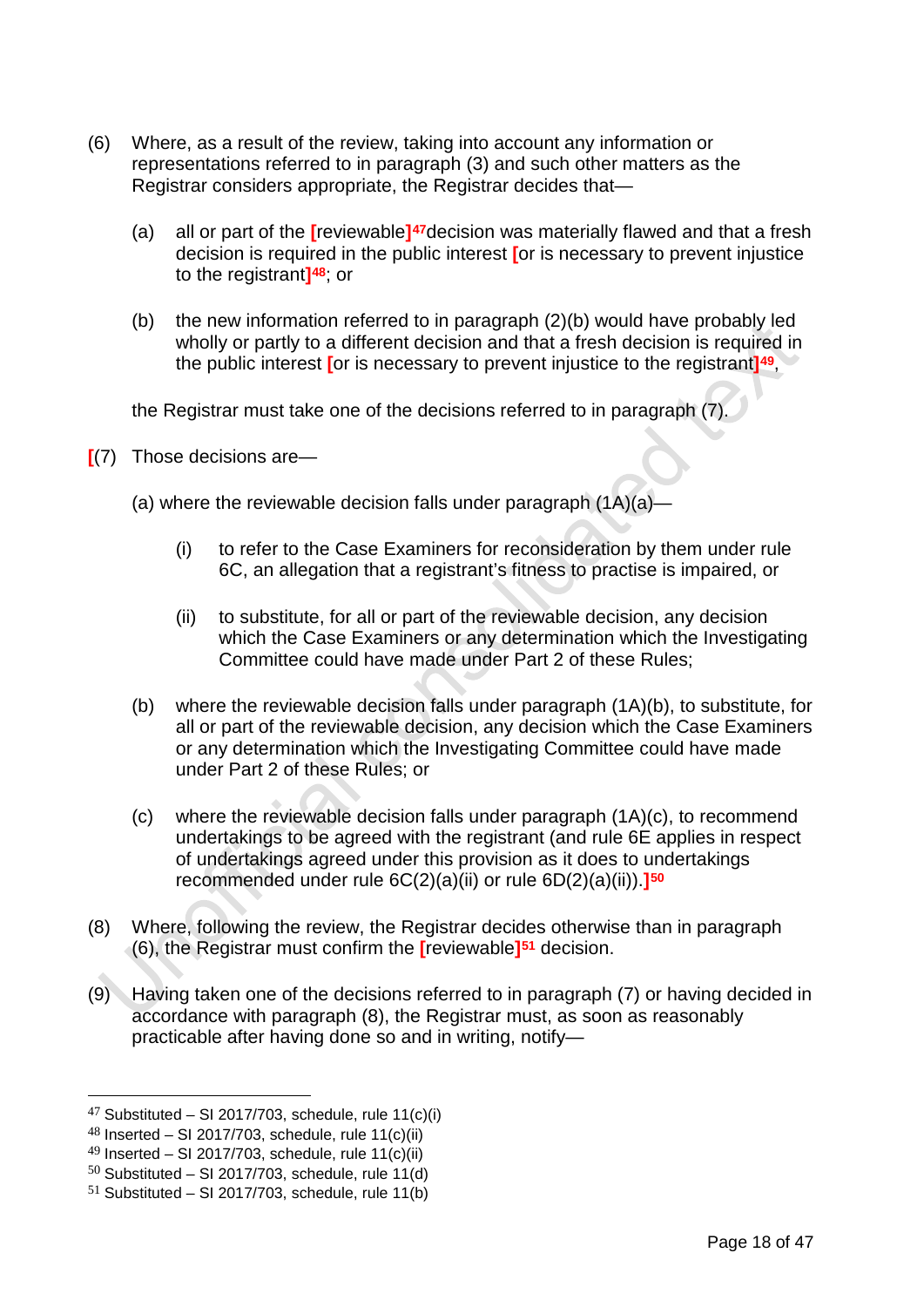(6) Where, as a result of the review, taking into account any information or representations referred to in paragraph (3) and such other matters as the Registrar considers appropriate, the Registrar decides that—

(a) all or part of the [reviewable][47]decision was materially flawed and that a fresh decision is required in the public interest [or is necessary to prevent injustice to the registrant][48]; or

(b) the new information referred to in paragraph (2)(b) would have probably led wholly or partly to a different decision and that a fresh decision is required in the public interest [or is necessary to prevent injustice to the registrant][49],

the Registrar must take one of the decisions referred to in paragraph (7).

[(7) Those decisions are—

(a) where the reviewable decision falls under paragraph (1A)(a)—

(i) to refer to the Case Examiners for reconsideration by them under rule 6C, an allegation that a registrant's fitness to practise is impaired, or

(ii) to substitute, for all or part of the reviewable decision, any decision which the Case Examiners or any determination which the Investigating Committee could have made under Part 2 of these Rules;

(b) where the reviewable decision falls under paragraph (1A)(b), to substitute, for all or part of the reviewable decision, any decision which the Case Examiners or any determination which the Investigating Committee could have made under Part 2 of these Rules; or

(c) where the reviewable decision falls under paragraph (1A)(c), to recommend undertakings to be agreed with the registrant (and rule 6E applies in respect of undertakings agreed under this provision as it does to undertakings recommended under rule 6C(2)(a)(ii) or rule 6D(2)(a)(ii)).][50]

(8) Where, following the review, the Registrar decides otherwise than in paragraph (6), the Registrar must confirm the [reviewable][51] decision.

(9) Having taken one of the decisions referred to in paragraph (7) or having decided in accordance with paragraph (8), the Registrar must, as soon as reasonably practicable after having done so and in writing, notify—

---

[47] Substituted – SI 2017/703, schedule, rule 11(c)(i)
[48] Inserted – SI 2017/703, schedule, rule 11(c)(ii)
[49] Inserted – SI 2017/703, schedule, rule 11(c)(ii)
[50] Substituted – SI 2017/703, schedule, rule 11(d)
[51] Substituted – SI 2017/703, schedule, rule 11(b)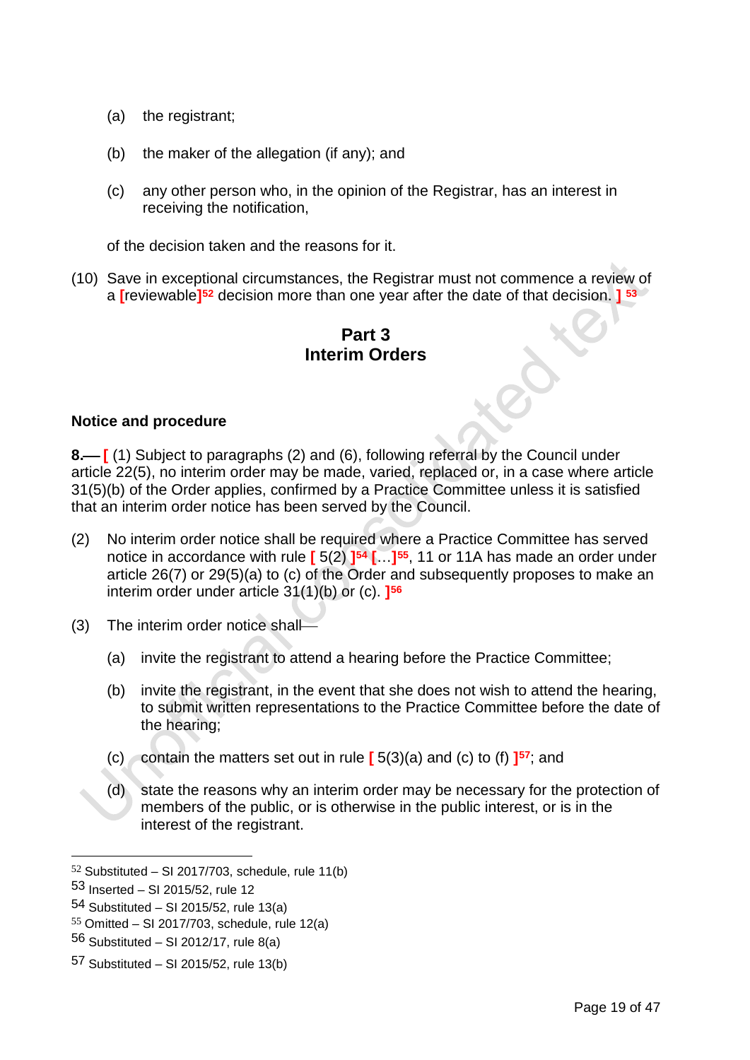(a) the registrant;

(b) the maker of the allegation (if any); and

(c) any other person who, in the opinion of the Registrar, has an interest in receiving the notification,

of the decision taken and the reasons for it.

(10) Save in exceptional circumstances, the Registrar must not commence a review of a [reviewable][52] decision more than one year after the date of that decision. ] [53]

## Part 3
## Interim Orders

### Notice and procedure

**8.—** [ (1) Subject to paragraphs (2) and (6), following referral by the Council under article 22(5), no interim order may be made, varied, replaced or, in a case where article 31(5)(b) of the Order applies, confirmed by a Practice Committee unless it is satisfied that an interim order notice has been served by the Council.

(2) No interim order notice shall be required where a Practice Committee has served notice in accordance with rule [ 5(2) ][54] […][55], 11 or 11A has made an order under article 26(7) or 29(5)(a) to (c) of the Order and subsequently proposes to make an interim order under article 31(1)(b) or (c). ][56]

(3) The interim order notice shall—

(a) invite the registrant to attend a hearing before the Practice Committee;

(b) invite the registrant, in the event that she does not wish to attend the hearing, to submit written representations to the Practice Committee before the date of the hearing;

(c) contain the matters set out in rule [ 5(3)(a) and (c) to (f) ][57]; and

(d) state the reasons why an interim order may be necessary for the protection of members of the public, or is otherwise in the public interest, or is in the interest of the registrant.

---

[52] Substituted – SI 2017/703, schedule, rule 11(b)
[53] Inserted – SI 2015/52, rule 12
[54] Substituted – SI 2015/52, rule 13(a)
[55] Omitted – SI 2017/703, schedule, rule 12(a)
[56] Substituted – SI 2012/17, rule 8(a)
[57] Substituted – SI 2015/52, rule 13(b)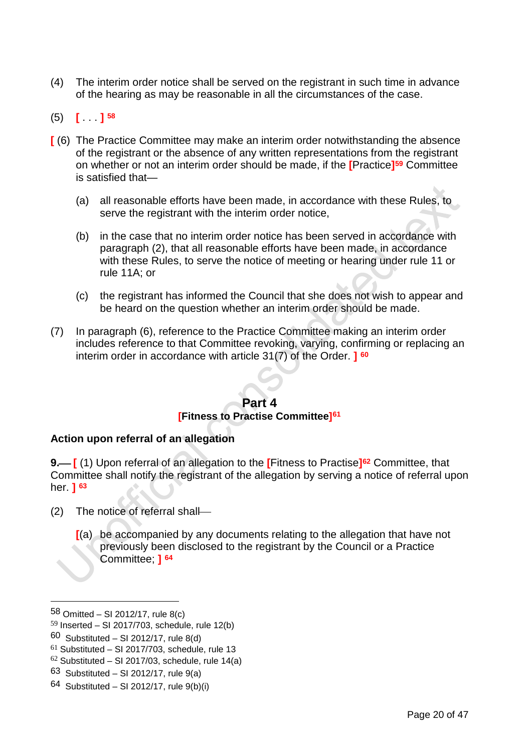(4) The interim order notice shall be served on the registrant in such time in advance of the hearing as may be reasonable in all the circumstances of the case.

(5) [ . . . ] [58]

[ (6) The Practice Committee may make an interim order notwithstanding the absence of the registrant or the absence of any written representations from the registrant on whether or not an interim order should be made, if the [Practice][59] Committee is satisfied that—

(a) all reasonable efforts have been made, in accordance with these Rules, to serve the registrant with the interim order notice,

(b) in the case that no interim order notice has been served in accordance with paragraph (2), that all reasonable efforts have been made, in accordance with these Rules, to serve the notice of meeting or hearing under rule 11 or rule 11A; or

(c) the registrant has informed the Council that she does not wish to appear and be heard on the question whether an interim order should be made.

(7) In paragraph (6), reference to the Practice Committee making an interim order includes reference to that Committee revoking, varying, confirming or replacing an interim order in accordance with article 31(7) of the Order. ] [60]

## Part 4

### [Fitness to Practise Committee][61]

#### Action upon referral of an allegation

**9.**— [ (1) Upon referral of an allegation to the [Fitness to Practise][62] Committee, that Committee shall notify the registrant of the allegation by serving a notice of referral upon her. ] [63]

(2) The notice of referral shall—

[(a) be accompanied by any documents relating to the allegation that have not previously been disclosed to the registrant by the Council or a Practice Committee; ] [64]

---

58 Omitted – SI 2012/17, rule 8(c)
59 Inserted – SI 2017/703, schedule, rule 12(b)
60 Substituted – SI 2012/17, rule 8(d)
61 Substituted – SI 2017/703, schedule, rule 13
62 Substituted – SI 2017/03, schedule, rule 14(a)
63 Substituted – SI 2012/17, rule 9(a)
64 Substituted – SI 2012/17, rule 9(b)(i)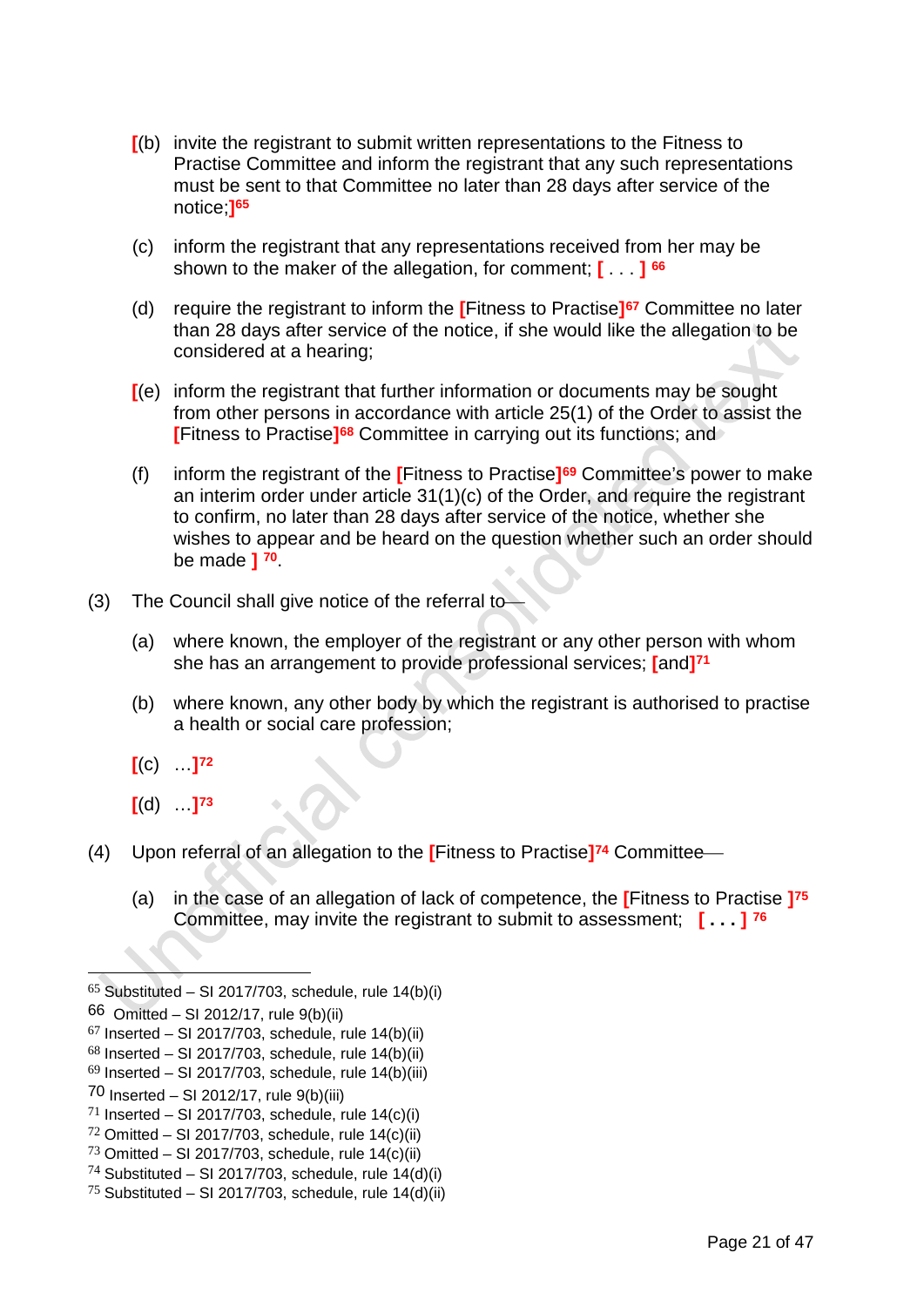[(b) invite the registrant to submit written representations to the Fitness to Practise Committee and inform the registrant that any such representations must be sent to that Committee no later than 28 days after service of the notice;][65]

(c) inform the registrant that any representations received from her may be shown to the maker of the allegation, for comment; [ . . . ] [66]

(d) require the registrant to inform the [Fitness to Practise][67] Committee no later than 28 days after service of the notice, if she would like the allegation to be considered at a hearing;

[(e) inform the registrant that further information or documents may be sought from other persons in accordance with article 25(1) of the Order to assist the [Fitness to Practise][68] Committee in carrying out its functions; and

(f) inform the registrant of the [Fitness to Practise][69] Committee's power to make an interim order under article 31(1)(c) of the Order, and require the registrant to confirm, no later than 28 days after service of the notice, whether she wishes to appear and be heard on the question whether such an order should be made ] [70].

(3) The Council shall give notice of the referral to—

(a) where known, the employer of the registrant or any other person with whom she has an arrangement to provide professional services; [and][71]

(b) where known, any other body by which the registrant is authorised to practise a health or social care profession;

[(c) …][72]

[(d) …][73]

(4) Upon referral of an allegation to the [Fitness to Practise][74] Committee—

(a) in the case of an allegation of lack of competence, the [Fitness to Practise ][75] Committee, may invite the registrant to submit to assessment; [ . . . ] [76]

---

[65] Substituted – SI 2017/703, schedule, rule 14(b)(i)
[66] Omitted – SI 2012/17, rule 9(b)(ii)
[67] Inserted – SI 2017/703, schedule, rule 14(b)(ii)
[68] Inserted – SI 2017/703, schedule, rule 14(b)(ii)
[69] Inserted – SI 2017/703, schedule, rule 14(b)(iii)
[70] Inserted – SI 2012/17, rule 9(b)(iii)
[71] Inserted – SI 2017/703, schedule, rule 14(c)(i)
[72] Omitted – SI 2017/703, schedule, rule 14(c)(ii)
[73] Omitted – SI 2017/703, schedule, rule 14(c)(ii)
[74] Substituted – SI 2017/703, schedule, rule 14(d)(i)
[75] Substituted – SI 2017/703, schedule, rule 14(d)(ii)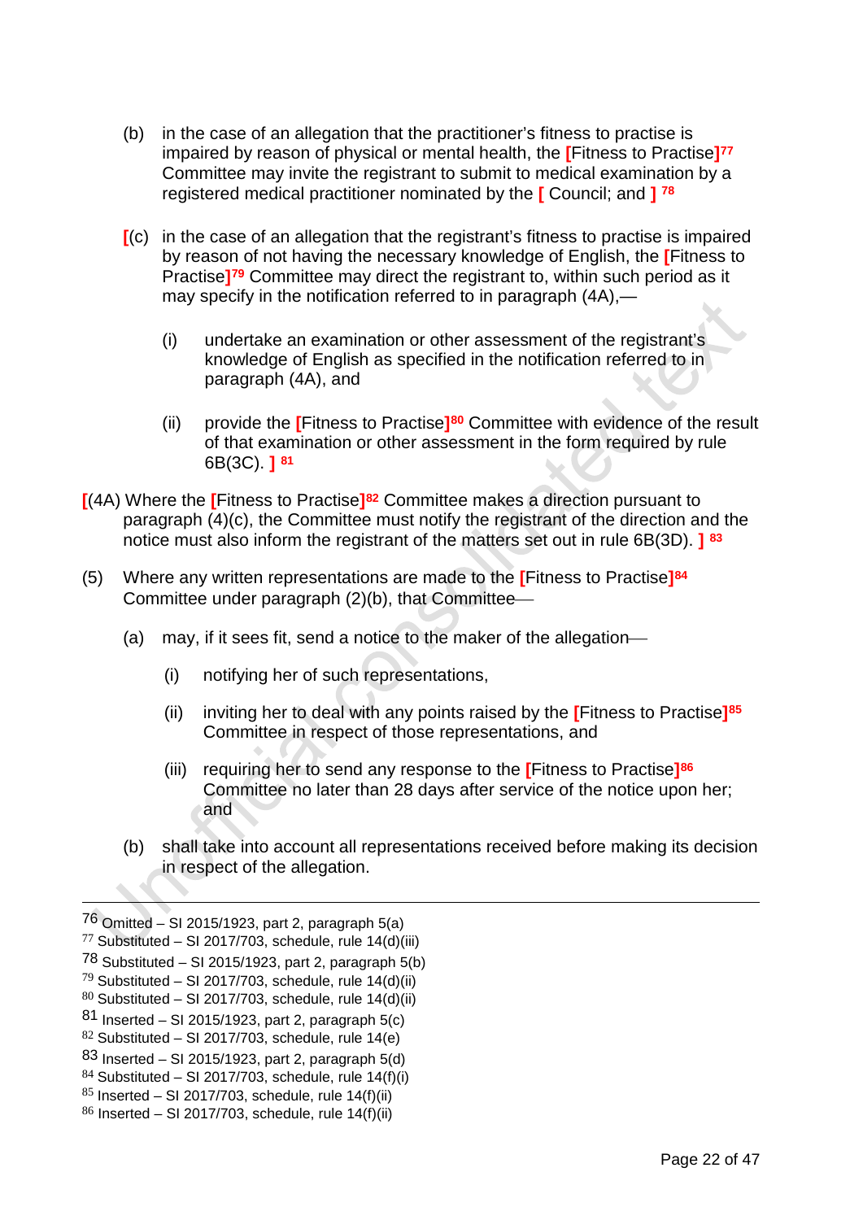(b) in the case of an allegation that the practitioner's fitness to practise is impaired by reason of physical or mental health, the [Fitness to Practise][77] Committee may invite the registrant to submit to medical examination by a registered medical practitioner nominated by the [ Council; and ] [78]

[(c) in the case of an allegation that the registrant's fitness to practise is impaired by reason of not having the necessary knowledge of English, the [Fitness to Practise][79] Committee may direct the registrant to, within such period as it may specify in the notification referred to in paragraph (4A),—

(i) undertake an examination or other assessment of the registrant's knowledge of English as specified in the notification referred to in paragraph (4A), and

(ii) provide the [Fitness to Practise][80] Committee with evidence of the result of that examination or other assessment in the form required by rule 6B(3C). ] [81]

[(4A) Where the [Fitness to Practise][82] Committee makes a direction pursuant to paragraph (4)(c), the Committee must notify the registrant of the direction and the notice must also inform the registrant of the matters set out in rule 6B(3D). ] [83]

(5) Where any written representations are made to the [Fitness to Practise][84] Committee under paragraph (2)(b), that Committee—

(a) may, if it sees fit, send a notice to the maker of the allegation—

(i) notifying her of such representations,

(ii) inviting her to deal with any points raised by the [Fitness to Practise][85] Committee in respect of those representations, and

(iii) requiring her to send any response to the [Fitness to Practise][86] Committee no later than 28 days after service of the notice upon her; and

(b) shall take into account all representations received before making its decision in respect of the allegation.

---

76 Omitted – SI 2015/1923, part 2, paragraph 5(a)
77 Substituted – SI 2017/703, schedule, rule 14(d)(iii)
78 Substituted – SI 2015/1923, part 2, paragraph 5(b)
79 Substituted – SI 2017/703, schedule, rule 14(d)(ii)
80 Substituted – SI 2017/703, schedule, rule 14(d)(ii)
81 Inserted – SI 2015/1923, part 2, paragraph 5(c)
82 Substituted – SI 2017/703, schedule, rule 14(e)
83 Inserted – SI 2015/1923, part 2, paragraph 5(d)
84 Substituted – SI 2017/703, schedule, rule 14(f)(i)
85 Inserted – SI 2017/703, schedule, rule 14(f)(ii)
86 Inserted – SI 2017/703, schedule, rule 14(f)(ii)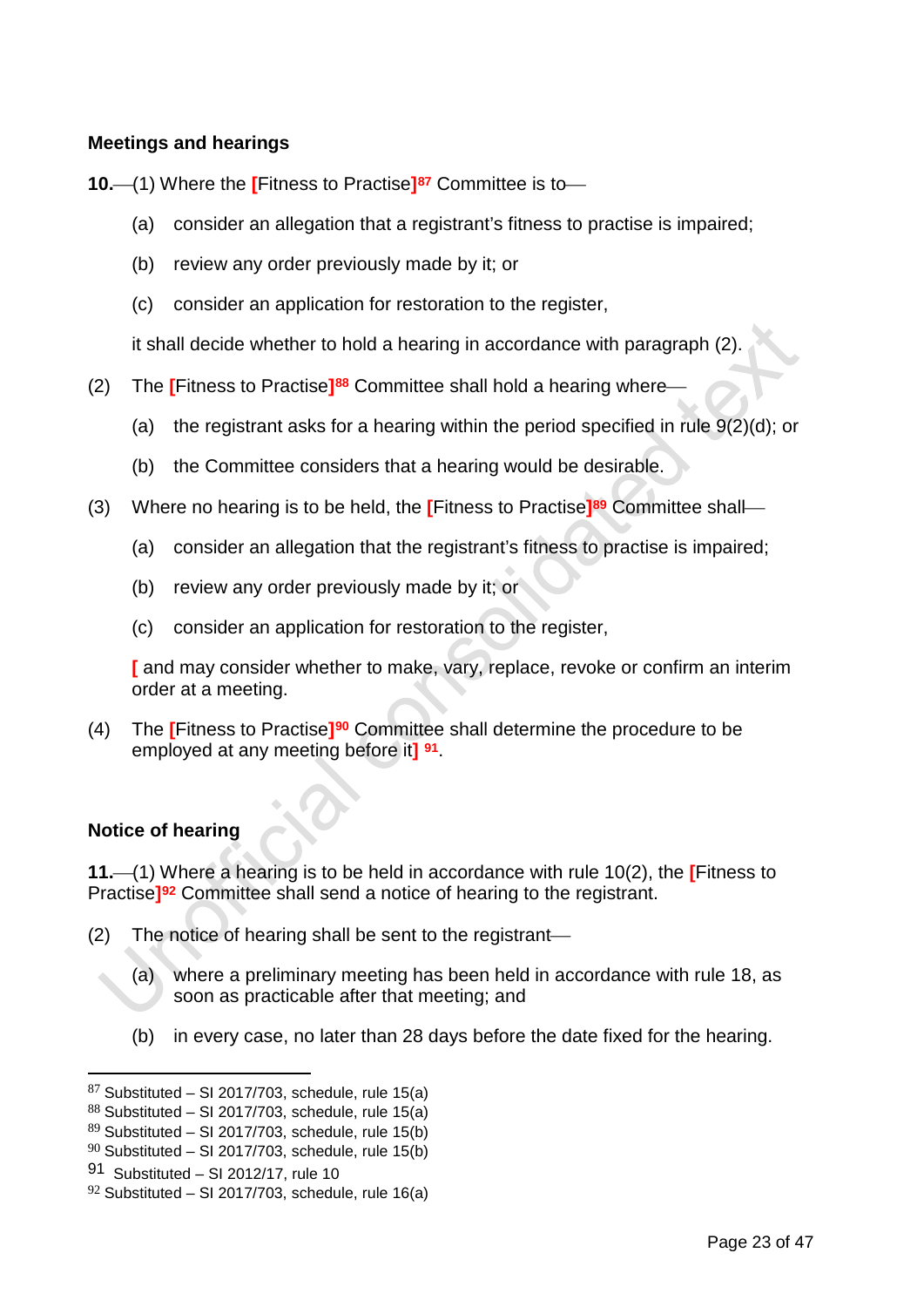### Meetings and hearings

**10.**—(1) Where the [Fitness to Practise][87] Committee is to—

(a) consider an allegation that a registrant's fitness to practise is impaired;

(b) review any order previously made by it; or

(c) consider an application for restoration to the register,

it shall decide whether to hold a hearing in accordance with paragraph (2).

(2) The [Fitness to Practise][88] Committee shall hold a hearing where—

(a) the registrant asks for a hearing within the period specified in rule 9(2)(d); or

(b) the Committee considers that a hearing would be desirable.

(3) Where no hearing is to be held, the [Fitness to Practise][89] Committee shall—

(a) consider an allegation that the registrant's fitness to practise is impaired;

(b) review any order previously made by it; or

(c) consider an application for restoration to the register,

[ and may consider whether to make, vary, replace, revoke or confirm an interim order at a meeting.

(4) The [Fitness to Practise][90] Committee shall determine the procedure to be employed at any meeting before it] [91].

### Notice of hearing

**11.**—(1) Where a hearing is to be held in accordance with rule 10(2), the [Fitness to Practise][92] Committee shall send a notice of hearing to the registrant.

(2) The notice of hearing shall be sent to the registrant—

(a) where a preliminary meeting has been held in accordance with rule 18, as soon as practicable after that meeting; and

(b) in every case, no later than 28 days before the date fixed for the hearing.

---

87 Substituted – SI 2017/703, schedule, rule 15(a)
88 Substituted – SI 2017/703, schedule, rule 15(a)
89 Substituted – SI 2017/703, schedule, rule 15(b)
90 Substituted – SI 2017/703, schedule, rule 15(b)
91 Substituted – SI 2012/17, rule 10
92 Substituted – SI 2017/703, schedule, rule 16(a)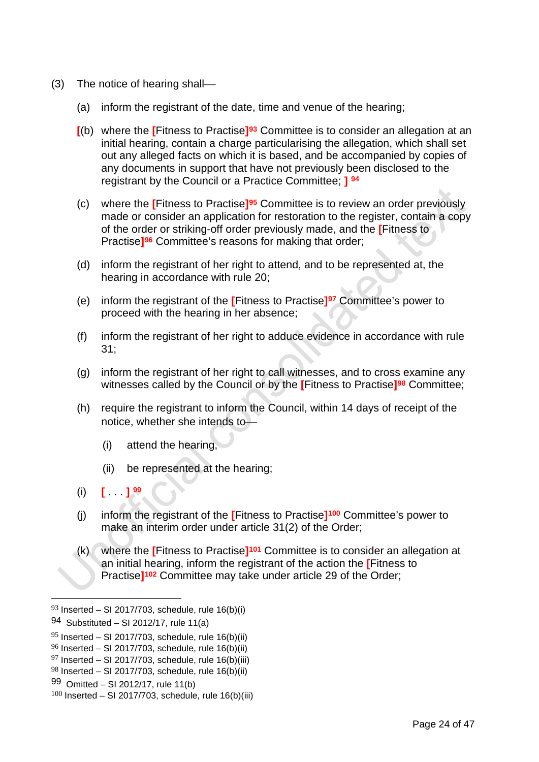(3) The notice of hearing shall—

(a) inform the registrant of the date, time and venue of the hearing;

[(b) where the [Fitness to Practise][93] Committee is to consider an allegation at an initial hearing, contain a charge particularising the allegation, which shall set out any alleged facts on which it is based, and be accompanied by copies of any documents in support that have not previously been disclosed to the registrant by the Council or a Practice Committee; ] [94]

(c) where the [Fitness to Practise][95] Committee is to review an order previously made or consider an application for restoration to the register, contain a copy of the order or striking-off order previously made, and the [Fitness to Practise][96] Committee's reasons for making that order;

(d) inform the registrant of her right to attend, and to be represented at, the hearing in accordance with rule 20;

(e) inform the registrant of the [Fitness to Practise][97] Committee's power to proceed with the hearing in her absence;

(f) inform the registrant of her right to adduce evidence in accordance with rule 31;

(g) inform the registrant of her right to call witnesses, and to cross examine any witnesses called by the Council or by the [Fitness to Practise][98] Committee;

(h) require the registrant to inform the Council, within 14 days of receipt of the notice, whether she intends to—

(i) attend the hearing,

(ii) be represented at the hearing;

(i) [ . . . ] [99]

(j) inform the registrant of the [Fitness to Practise][100] Committee's power to make an interim order under article 31(2) of the Order;

(k) where the [Fitness to Practise][101] Committee is to consider an allegation at an initial hearing, inform the registrant of the action the [Fitness to Practise][102] Committee may take under article 29 of the Order;

---

[93] Inserted – SI 2017/703, schedule, rule 16(b)(i)

[94] Substituted – SI 2012/17, rule 11(a)

[95] Inserted – SI 2017/703, schedule, rule 16(b)(ii)

[96] Inserted – SI 2017/703, schedule, rule 16(b)(ii)

[97] Inserted – SI 2017/703, schedule, rule 16(b)(iii)

[98] Inserted – SI 2017/703, schedule, rule 16(b)(ii)

[99] Omitted – SI 2012/17, rule 11(b)

[100] Inserted – SI 2017/703, schedule, rule 16(b)(iii)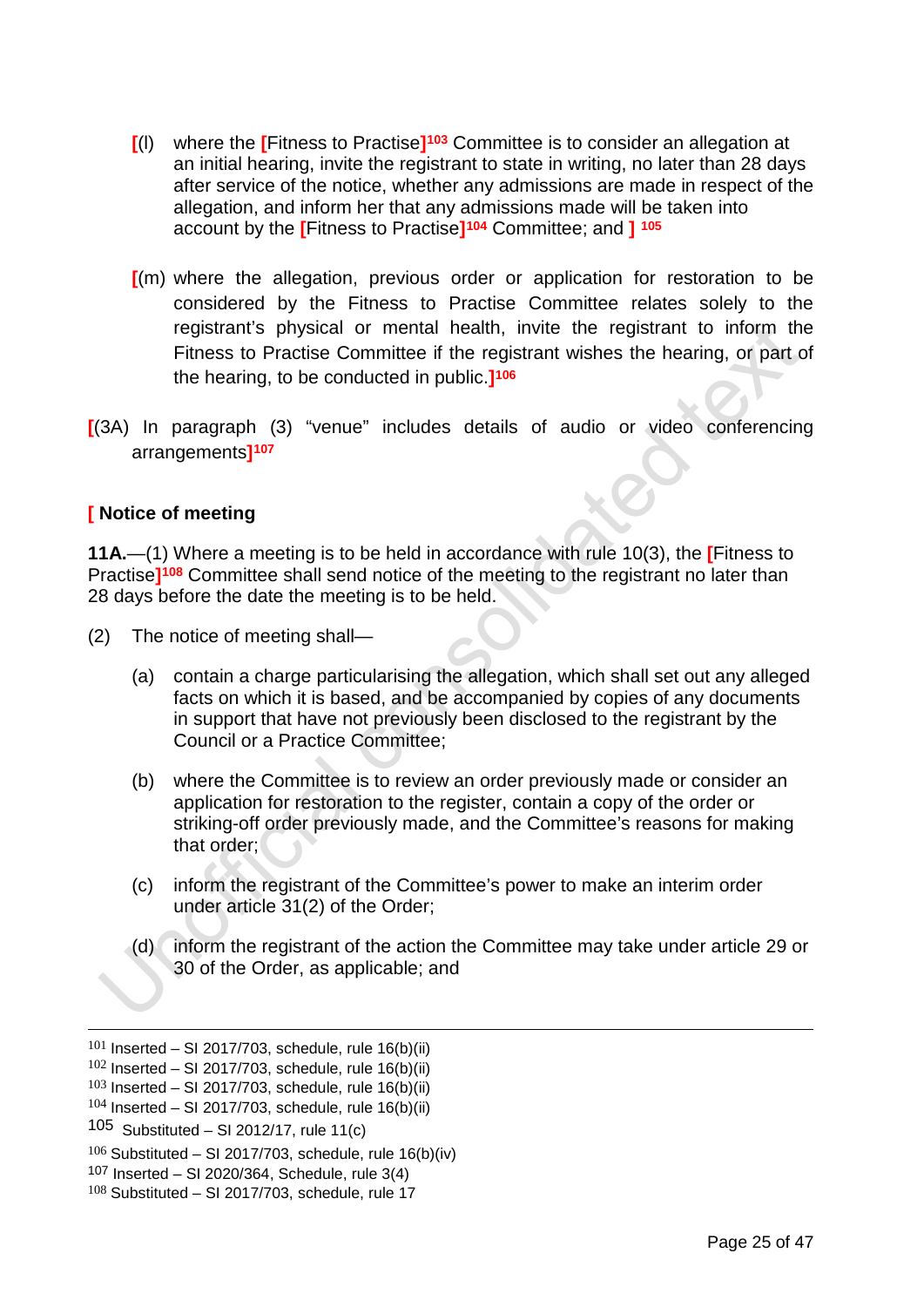[(l) where the [Fitness to Practise][103] Committee is to consider an allegation at an initial hearing, invite the registrant to state in writing, no later than 28 days after service of the notice, whether any admissions are made in respect of the allegation, and inform her that any admissions made will be taken into account by the [Fitness to Practise][104] Committee; and ] [105]

[(m) where the allegation, previous order or application for restoration to be considered by the Fitness to Practise Committee relates solely to the registrant's physical or mental health, invite the registrant to inform the Fitness to Practise Committee if the registrant wishes the hearing, or part of the hearing, to be conducted in public.][106]

[(3A) In paragraph (3) "venue" includes details of audio or video conferencing arrangements][107]

**[ Notice of meeting**

**11A.**—(1) Where a meeting is to be held in accordance with rule 10(3), the [Fitness to Practise][108] Committee shall send notice of the meeting to the registrant no later than 28 days before the date the meeting is to be held.

(2) The notice of meeting shall—

(a) contain a charge particularising the allegation, which shall set out any alleged facts on which it is based, and be accompanied by copies of any documents in support that have not previously been disclosed to the registrant by the Council or a Practice Committee;

(b) where the Committee is to review an order previously made or consider an application for restoration to the register, contain a copy of the order or striking-off order previously made, and the Committee's reasons for making that order;

(c) inform the registrant of the Committee's power to make an interim order under article 31(2) of the Order;

(d) inform the registrant of the action the Committee may take under article 29 or 30 of the Order, as applicable; and

---

[101] Inserted – SI 2017/703, schedule, rule 16(b)(ii)
[102] Inserted – SI 2017/703, schedule, rule 16(b)(ii)
[103] Inserted – SI 2017/703, schedule, rule 16(b)(ii)
[104] Inserted – SI 2017/703, schedule, rule 16(b)(ii)
[105] Substituted – SI 2012/17, rule 11(c)
[106] Substituted – SI 2017/703, schedule, rule 16(b)(iv)
[107] Inserted – SI 2020/364, Schedule, rule 3(4)
[108] Substituted – SI 2017/703, schedule, rule 17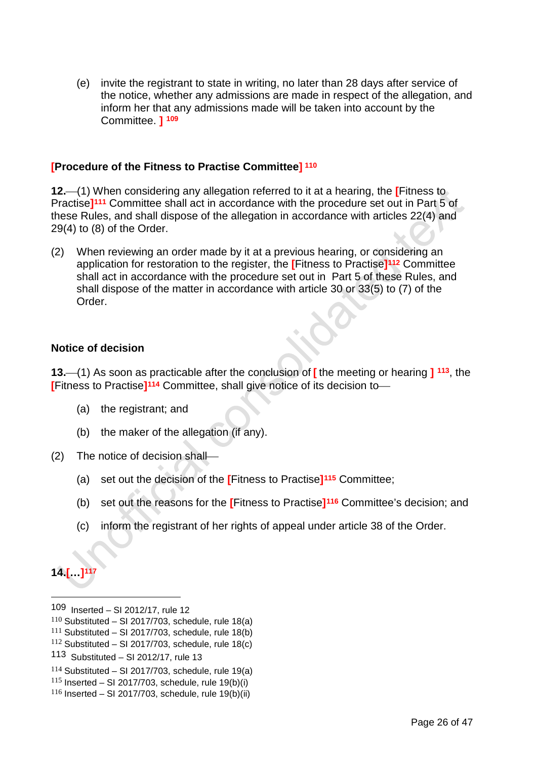(e) invite the registrant to state in writing, no later than 28 days after service of the notice, whether any admissions are made in respect of the allegation, and inform her that any admissions made will be taken into account by the Committee. ] [109]

**[Procedure of the Fitness to Practise Committee]** [110]

**12.**—(1) When considering any allegation referred to it at a hearing, the [Fitness to Practise][111] Committee shall act in accordance with the procedure set out in Part 5 of these Rules, and shall dispose of the allegation in accordance with articles 22(4) and 29(4) to (8) of the Order.

(2) When reviewing an order made by it at a previous hearing, or considering an application for restoration to the register, the [Fitness to Practise][112] Committee shall act in accordance with the procedure set out in Part 5 of these Rules, and shall dispose of the matter in accordance with article 30 or 33(5) to (7) of the Order.

**Notice of decision**

**13.**—(1) As soon as practicable after the conclusion of [ the meeting or hearing ] [113], the [Fitness to Practise][114] Committee, shall give notice of its decision to—

(a) the registrant; and

(b) the maker of the allegation (if any).

(2) The notice of decision shall—

(a) set out the decision of the [Fitness to Practise][115] Committee;

(b) set out the reasons for the [Fitness to Practise][116] Committee's decision; and

(c) inform the registrant of her rights of appeal under article 38 of the Order.

**14.[…]**[117]

---

109 Inserted – SI 2012/17, rule 12
110 Substituted – SI 2017/703, schedule, rule 18(a)
111 Substituted – SI 2017/703, schedule, rule 18(b)
112 Substituted – SI 2017/703, schedule, rule 18(c)
113 Substituted – SI 2012/17, rule 13
114 Substituted – SI 2017/703, schedule, rule 19(a)
115 Inserted – SI 2017/703, schedule, rule 19(b)(i)
116 Inserted – SI 2017/703, schedule, rule 19(b)(ii)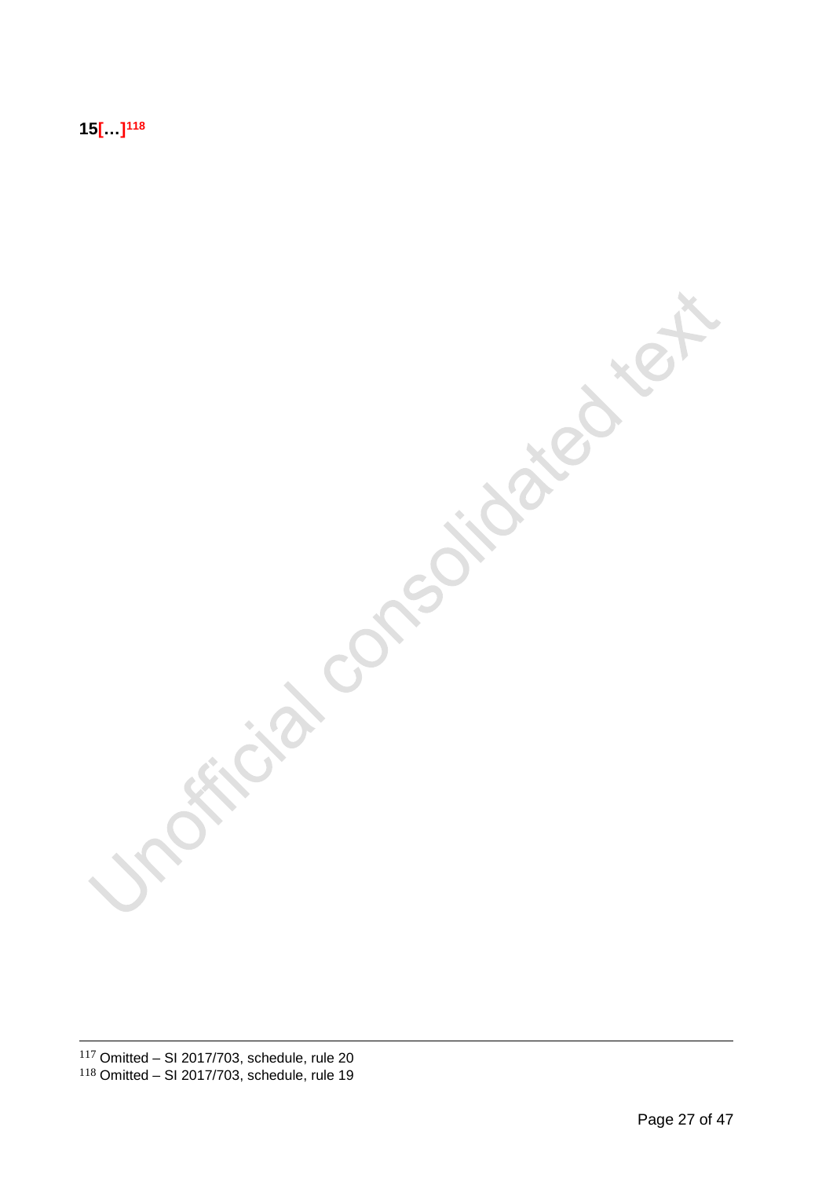**15[…][118]**

[117] Omitted – SI 2017/703, schedule, rule 20

[118] Omitted – SI 2017/703, schedule, rule 19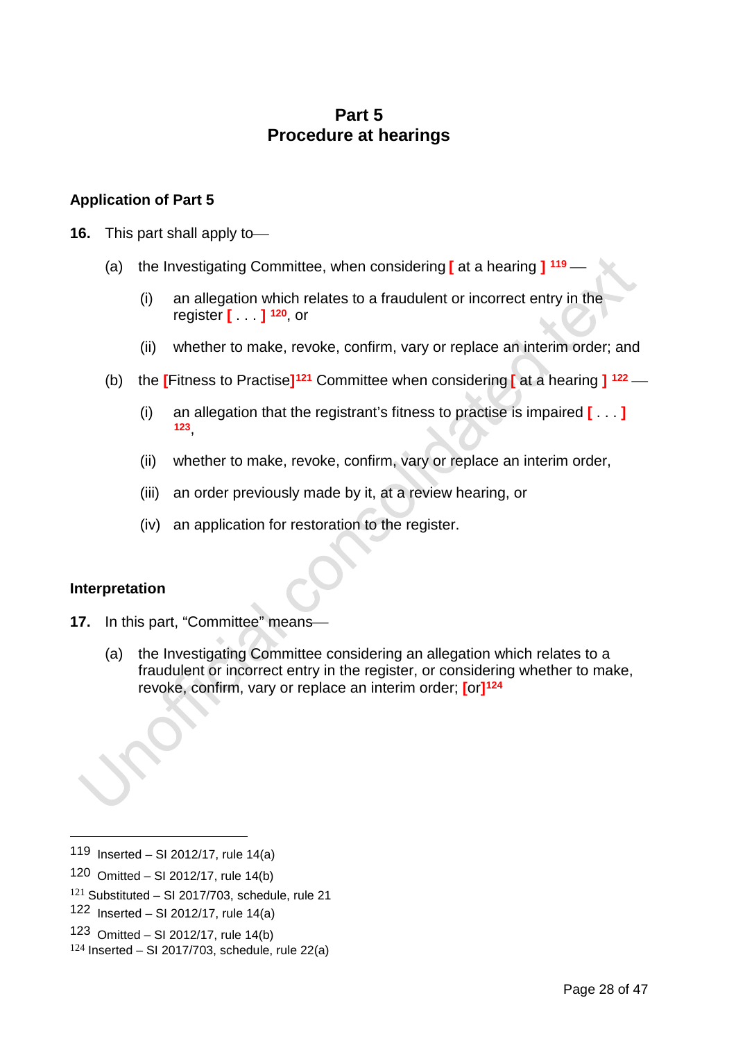## Part 5
## Procedure at hearings

### Application of Part 5

**16.** This part shall apply to—

(a) the Investigating Committee, when considering [ at a hearing ] [119] —

(i) an allegation which relates to a fraudulent or incorrect entry in the register [ . . . ] [120], or

(ii) whether to make, revoke, confirm, vary or replace an interim order; and

(b) the [Fitness to Practise][121] Committee when considering [ at a hearing ] [122] —

(i) an allegation that the registrant's fitness to practise is impaired [ . . . ] [123],

(ii) whether to make, revoke, confirm, vary or replace an interim order,

(iii) an order previously made by it, at a review hearing, or

(iv) an application for restoration to the register.

### Interpretation

**17.** In this part, "Committee" means—

(a) the Investigating Committee considering an allegation which relates to a fraudulent or incorrect entry in the register, or considering whether to make, revoke, confirm, vary or replace an interim order; [or][124]

---

119 Inserted – SI 2012/17, rule 14(a)

120 Omitted – SI 2012/17, rule 14(b)

121 Substituted – SI 2017/703, schedule, rule 21

122 Inserted – SI 2012/17, rule 14(a)

123 Omitted – SI 2012/17, rule 14(b)

124 Inserted – SI 2017/703, schedule, rule 22(a)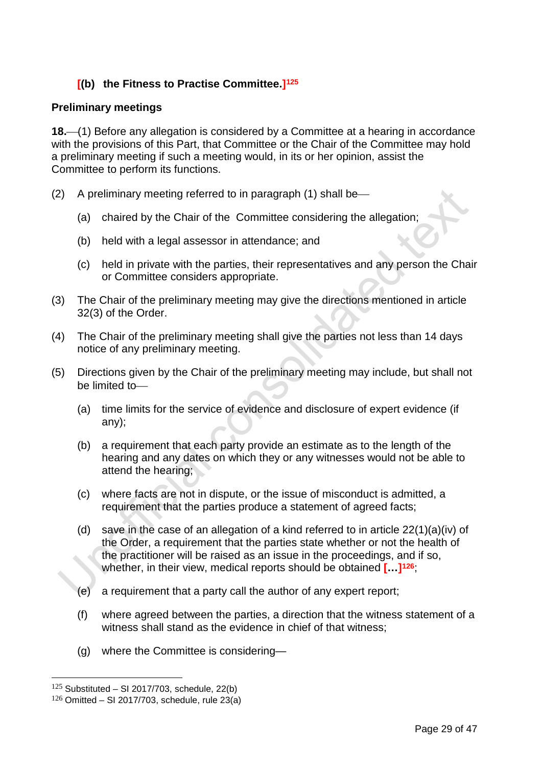**[(b) the Fitness to Practise Committee.][125]**

**Preliminary meetings**

**18.**—(1) Before any allegation is considered by a Committee at a hearing in accordance with the provisions of this Part, that Committee or the Chair of the Committee may hold a preliminary meeting if such a meeting would, in its or her opinion, assist the Committee to perform its functions.

(2) A preliminary meeting referred to in paragraph (1) shall be—

(a) chaired by the Chair of the Committee considering the allegation;

(b) held with a legal assessor in attendance; and

(c) held in private with the parties, their representatives and any person the Chair or Committee considers appropriate.

(3) The Chair of the preliminary meeting may give the directions mentioned in article 32(3) of the Order.

(4) The Chair of the preliminary meeting shall give the parties not less than 14 days notice of any preliminary meeting.

(5) Directions given by the Chair of the preliminary meeting may include, but shall not be limited to—

(a) time limits for the service of evidence and disclosure of expert evidence (if any);

(b) a requirement that each party provide an estimate as to the length of the hearing and any dates on which they or any witnesses would not be able to attend the hearing;

(c) where facts are not in dispute, or the issue of misconduct is admitted, a requirement that the parties produce a statement of agreed facts;

(d) save in the case of an allegation of a kind referred to in article 22(1)(a)(iv) of the Order, a requirement that the parties state whether or not the health of the practitioner will be raised as an issue in the proceedings, and if so, whether, in their view, medical reports should be obtained **[…][126]**;

(e) a requirement that a party call the author of any expert report;

(f) where agreed between the parties, a direction that the witness statement of a witness shall stand as the evidence in chief of that witness;

(g) where the Committee is considering—

[125] Substituted – SI 2017/703, schedule, 22(b)

[126] Omitted – SI 2017/703, schedule, rule 23(a)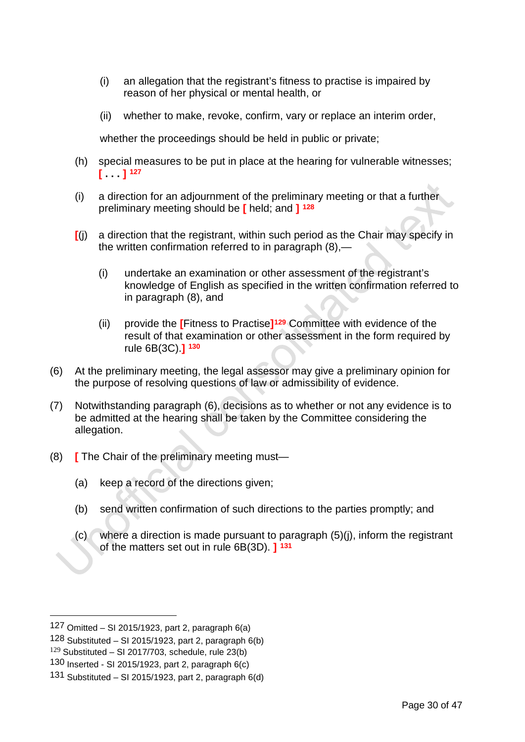(i) an allegation that the registrant's fitness to practise is impaired by reason of her physical or mental health, or

(ii) whether to make, revoke, confirm, vary or replace an interim order,

whether the proceedings should be held in public or private;

(h) special measures to be put in place at the hearing for vulnerable witnesses; [ . . . ] [127]

(i) a direction for an adjournment of the preliminary meeting or that a further preliminary meeting should be [ held; and ] [128]

[(j) a direction that the registrant, within such period as the Chair may specify in the written confirmation referred to in paragraph (8),—

(i) undertake an examination or other assessment of the registrant's knowledge of English as specified in the written confirmation referred to in paragraph (8), and

(ii) provide the [Fitness to Practise][129] Committee with evidence of the result of that examination or other assessment in the form required by rule 6B(3C).] [130]

(6) At the preliminary meeting, the legal assessor may give a preliminary opinion for the purpose of resolving questions of law or admissibility of evidence.

(7) Notwithstanding paragraph (6), decisions as to whether or not any evidence is to be admitted at the hearing shall be taken by the Committee considering the allegation.

(8) [ The Chair of the preliminary meeting must—

(a) keep a record of the directions given;

(b) send written confirmation of such directions to the parties promptly; and

(c) where a direction is made pursuant to paragraph (5)(j), inform the registrant of the matters set out in rule 6B(3D). ] [131]

---

127 Omitted – SI 2015/1923, part 2, paragraph 6(a)

128 Substituted – SI 2015/1923, part 2, paragraph 6(b)

129 Substituted – SI 2017/703, schedule, rule 23(b)

130 Inserted - SI 2015/1923, part 2, paragraph 6(c)

131 Substituted – SI 2015/1923, part 2, paragraph 6(d)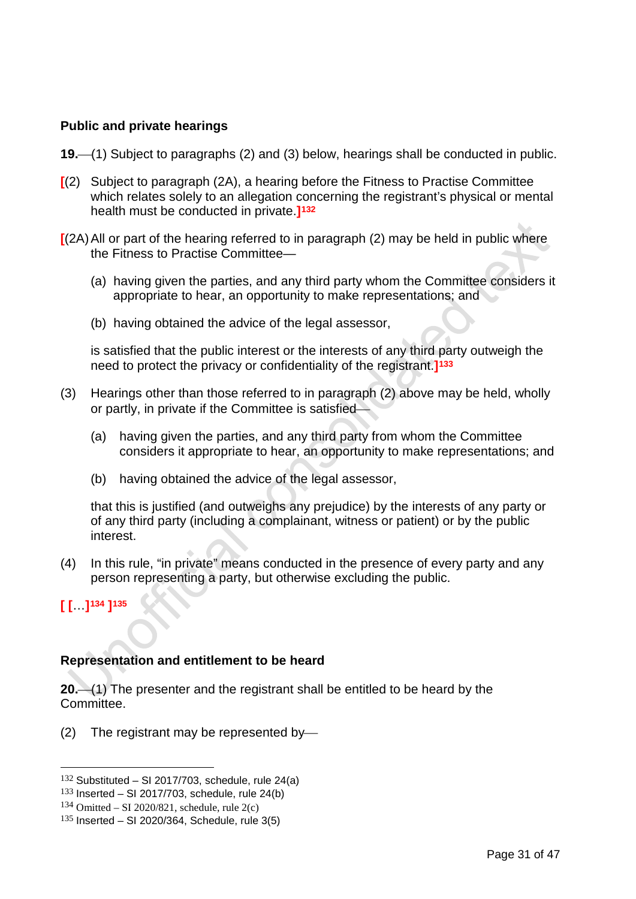### Public and private hearings

**19.**—(1) Subject to paragraphs (2) and (3) below, hearings shall be conducted in public.

[(2) Subject to paragraph (2A), a hearing before the Fitness to Practise Committee which relates solely to an allegation concerning the registrant's physical or mental health must be conducted in private.][132]

[(2A) All or part of the hearing referred to in paragraph (2) may be held in public where the Fitness to Practise Committee—

(a) having given the parties, and any third party whom the Committee considers it appropriate to hear, an opportunity to make representations; and

(b) having obtained the advice of the legal assessor,

is satisfied that the public interest or the interests of any third party outweigh the need to protect the privacy or confidentiality of the registrant.][133]

(3) Hearings other than those referred to in paragraph (2) above may be held, wholly or partly, in private if the Committee is satisfied—

(a) having given the parties, and any third party from whom the Committee considers it appropriate to hear, an opportunity to make representations; and

(b) having obtained the advice of the legal assessor,

that this is justified (and outweighs any prejudice) by the interests of any party or of any third party (including a complainant, witness or patient) or by the public interest.

(4) In this rule, "in private" means conducted in the presence of every party and any person representing a party, but otherwise excluding the public.

[ […][134] ][135]

### Representation and entitlement to be heard

**20.**—(1) The presenter and the registrant shall be entitled to be heard by the Committee.

(2) The registrant may be represented by—

---

[132] Substituted – SI 2017/703, schedule, rule 24(a)
[133] Inserted – SI 2017/703, schedule, rule 24(b)
[134] Omitted – SI 2020/821, schedule, rule 2(c)
[135] Inserted – SI 2020/364, Schedule, rule 3(5)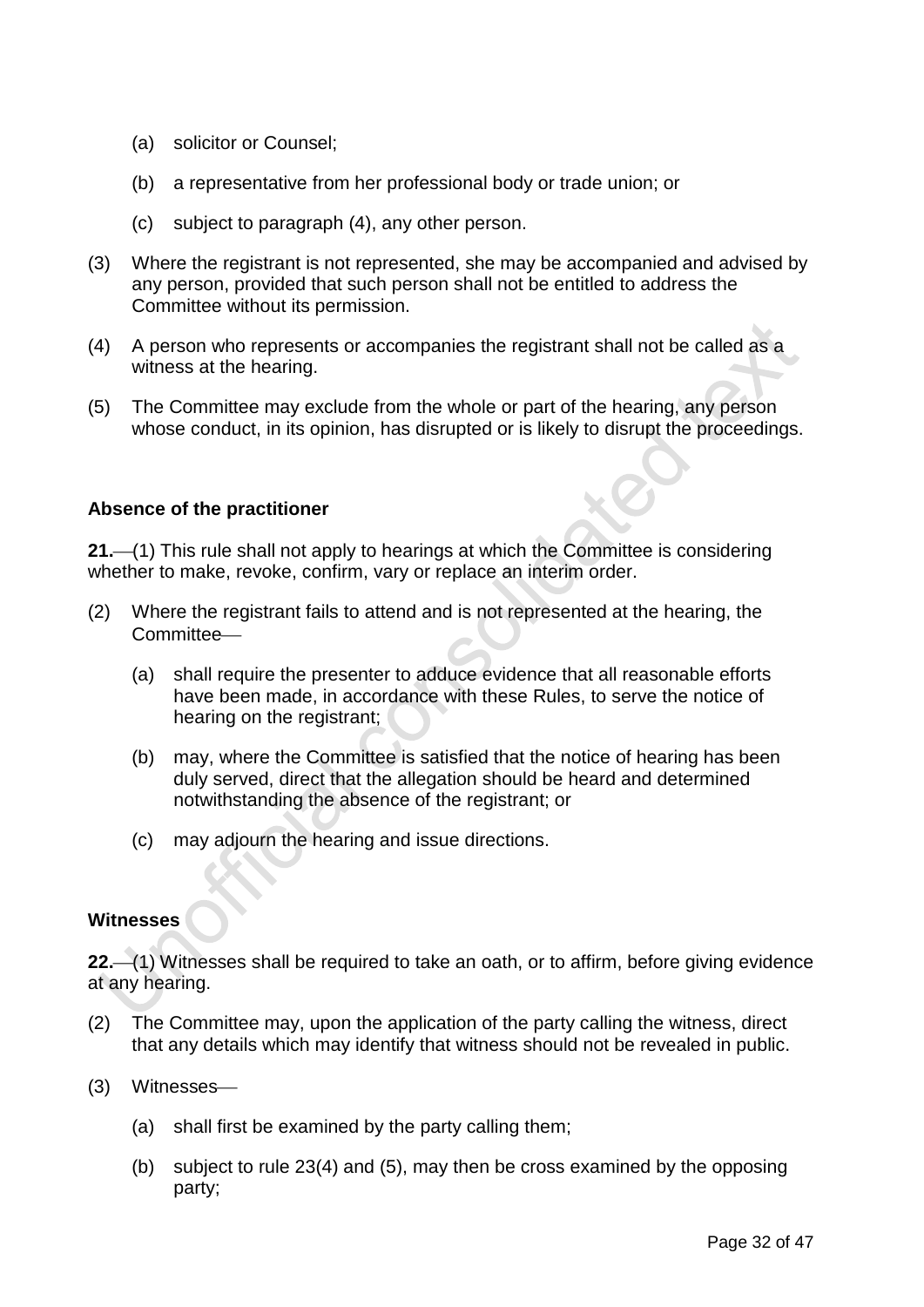(a) solicitor or Counsel;

(b) a representative from her professional body or trade union; or

(c) subject to paragraph (4), any other person.

(3) Where the registrant is not represented, she may be accompanied and advised by any person, provided that such person shall not be entitled to address the Committee without its permission.

(4) A person who represents or accompanies the registrant shall not be called as a witness at the hearing.

(5) The Committee may exclude from the whole or part of the hearing, any person whose conduct, in its opinion, has disrupted or is likely to disrupt the proceedings.

**Absence of the practitioner**

**21.**—(1) This rule shall not apply to hearings at which the Committee is considering whether to make, revoke, confirm, vary or replace an interim order.

(2) Where the registrant fails to attend and is not represented at the hearing, the Committee—

(a) shall require the presenter to adduce evidence that all reasonable efforts have been made, in accordance with these Rules, to serve the notice of hearing on the registrant;

(b) may, where the Committee is satisfied that the notice of hearing has been duly served, direct that the allegation should be heard and determined notwithstanding the absence of the registrant; or

(c) may adjourn the hearing and issue directions.

**Witnesses**

**22.**—(1) Witnesses shall be required to take an oath, or to affirm, before giving evidence at any hearing.

(2) The Committee may, upon the application of the party calling the witness, direct that any details which may identify that witness should not be revealed in public.

(3) Witnesses—

(a) shall first be examined by the party calling them;

(b) subject to rule 23(4) and (5), may then be cross examined by the opposing party;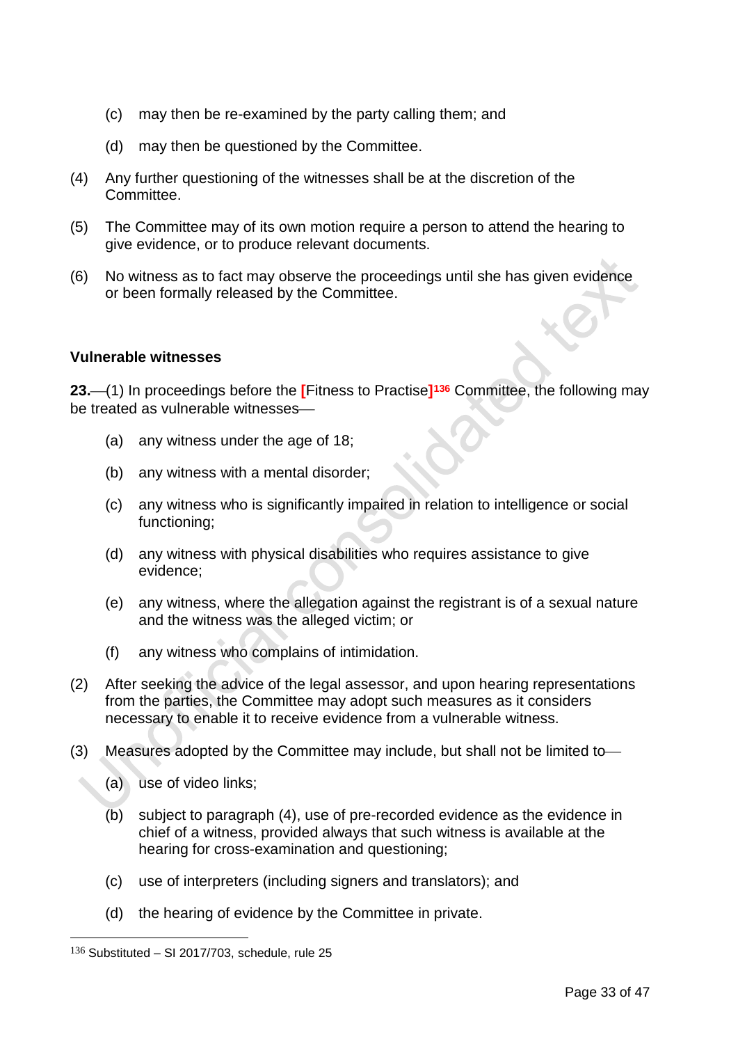(c) may then be re-examined by the party calling them; and

(d) may then be questioned by the Committee.

(4) Any further questioning of the witnesses shall be at the discretion of the Committee.

(5) The Committee may of its own motion require a person to attend the hearing to give evidence, or to produce relevant documents.

(6) No witness as to fact may observe the proceedings until she has given evidence or been formally released by the Committee.

**Vulnerable witnesses**

**23.**—(1) In proceedings before the [Fitness to Practise][136] Committee, the following may be treated as vulnerable witnesses—

(a) any witness under the age of 18;

(b) any witness with a mental disorder;

(c) any witness who is significantly impaired in relation to intelligence or social functioning;

(d) any witness with physical disabilities who requires assistance to give evidence;

(e) any witness, where the allegation against the registrant is of a sexual nature and the witness was the alleged victim; or

(f) any witness who complains of intimidation.

(2) After seeking the advice of the legal assessor, and upon hearing representations from the parties, the Committee may adopt such measures as it considers necessary to enable it to receive evidence from a vulnerable witness.

(3) Measures adopted by the Committee may include, but shall not be limited to—

(a) use of video links;

(b) subject to paragraph (4), use of pre-recorded evidence as the evidence in chief of a witness, provided always that such witness is available at the hearing for cross-examination and questioning;

(c) use of interpreters (including signers and translators); and

(d) the hearing of evidence by the Committee in private.

---

[136] Substituted – SI 2017/703, schedule, rule 25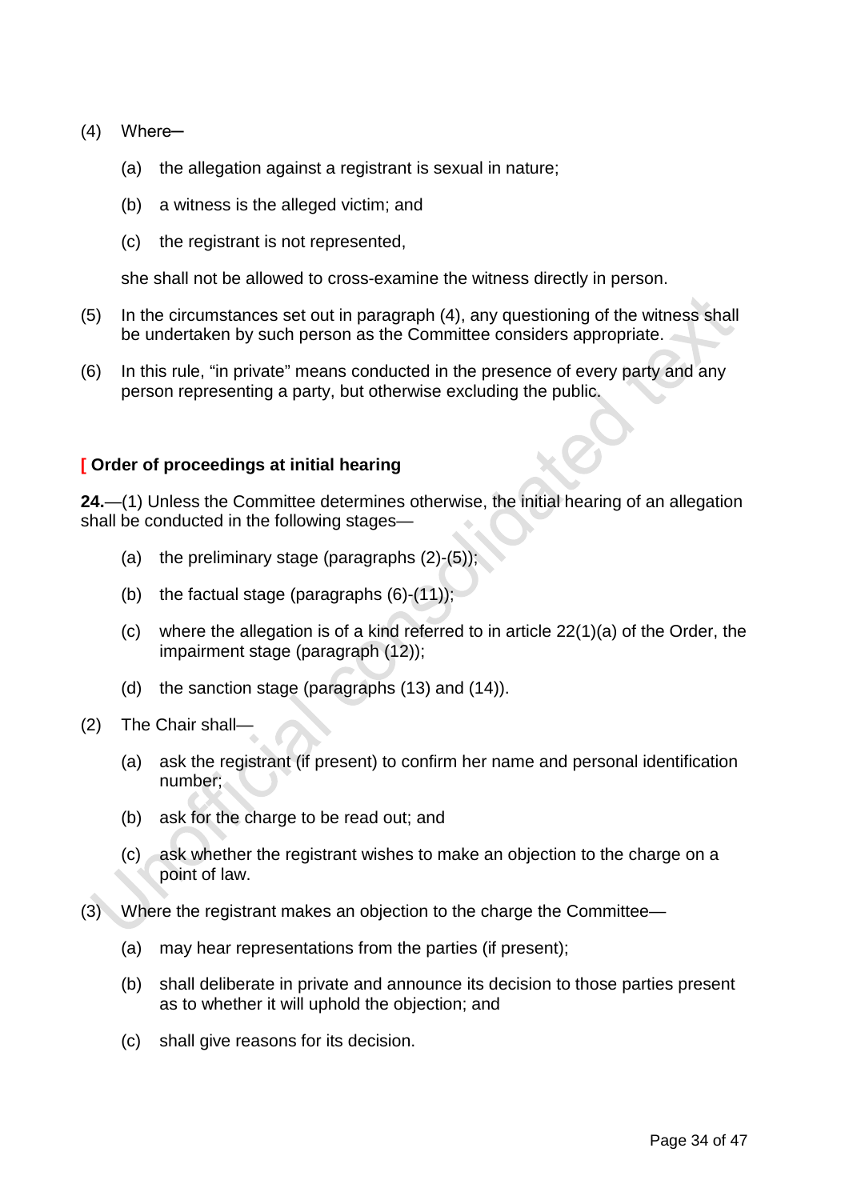(4) Where—

 (a) the allegation against a registrant is sexual in nature;

 (b) a witness is the alleged victim; and

 (c) the registrant is not represented,

 she shall not be allowed to cross-examine the witness directly in person.

(5) In the circumstances set out in paragraph (4), any questioning of the witness shall be undertaken by such person as the Committee considers appropriate.

(6) In this rule, “in private” means conducted in the presence of every party and any person representing a party, but otherwise excluding the public.

**[ Order of proceedings at initial hearing**

**24.**—(1) Unless the Committee determines otherwise, the initial hearing of an allegation shall be conducted in the following stages—

 (a) the preliminary stage (paragraphs (2)-(5));

 (b) the factual stage (paragraphs (6)-(11));

 (c) where the allegation is of a kind referred to in article 22(1)(a) of the Order, the impairment stage (paragraph (12));

 (d) the sanction stage (paragraphs (13) and (14)).

(2) The Chair shall—

 (a) ask the registrant (if present) to confirm her name and personal identification number;

 (b) ask for the charge to be read out; and

 (c) ask whether the registrant wishes to make an objection to the charge on a point of law.

(3) Where the registrant makes an objection to the charge the Committee—

 (a) may hear representations from the parties (if present);

 (b) shall deliberate in private and announce its decision to those parties present as to whether it will uphold the objection; and

 (c) shall give reasons for its decision.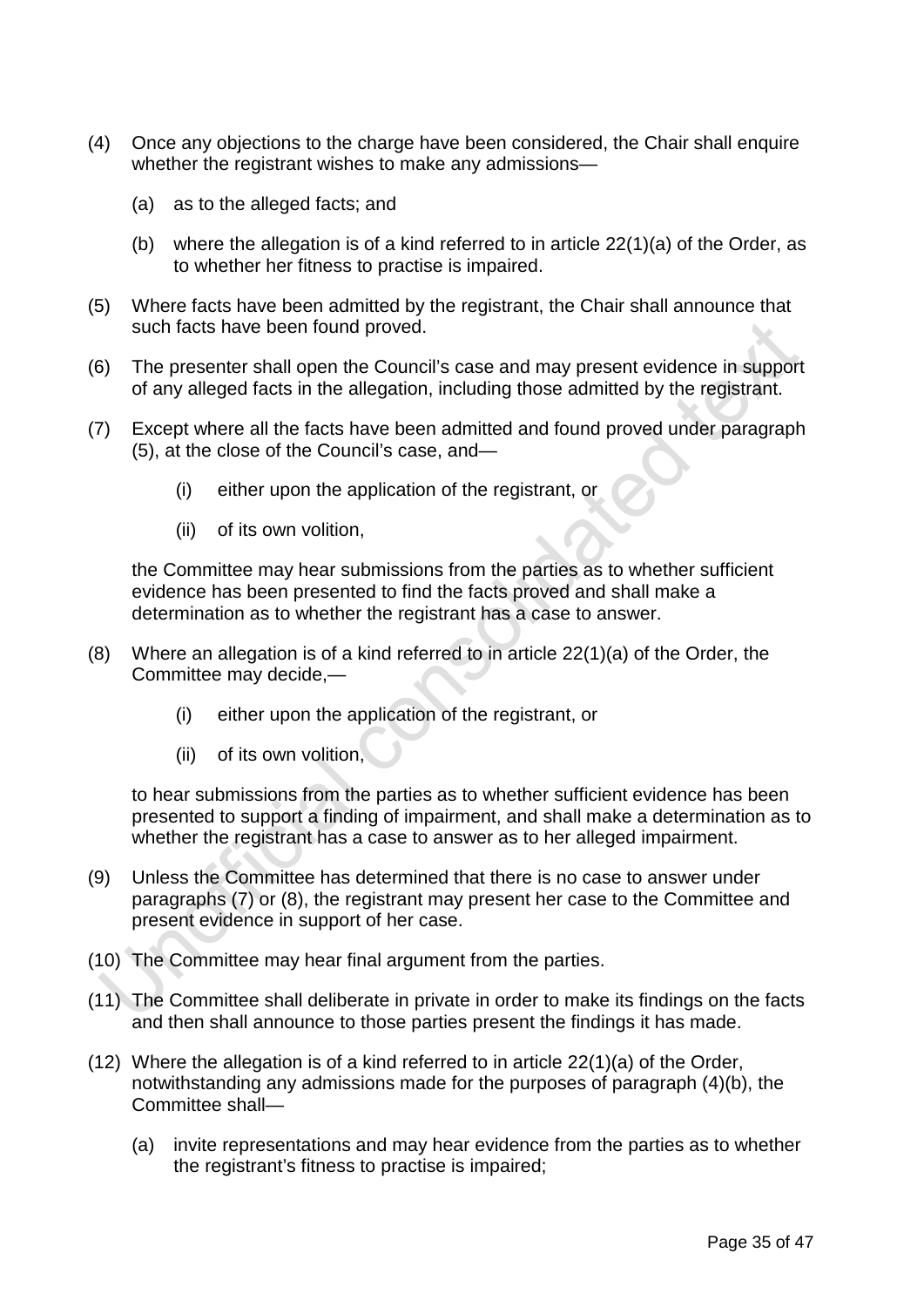(4) Once any objections to the charge have been considered, the Chair shall enquire whether the registrant wishes to make any admissions—

(a) as to the alleged facts; and

(b) where the allegation is of a kind referred to in article 22(1)(a) of the Order, as to whether her fitness to practise is impaired.

(5) Where facts have been admitted by the registrant, the Chair shall announce that such facts have been found proved.

(6) The presenter shall open the Council's case and may present evidence in support of any alleged facts in the allegation, including those admitted by the registrant.

(7) Except where all the facts have been admitted and found proved under paragraph (5), at the close of the Council's case, and—

(i) either upon the application of the registrant, or

(ii) of its own volition,

the Committee may hear submissions from the parties as to whether sufficient evidence has been presented to find the facts proved and shall make a determination as to whether the registrant has a case to answer.

(8) Where an allegation is of a kind referred to in article 22(1)(a) of the Order, the Committee may decide,—

(i) either upon the application of the registrant, or

(ii) of its own volition,

to hear submissions from the parties as to whether sufficient evidence has been presented to support a finding of impairment, and shall make a determination as to whether the registrant has a case to answer as to her alleged impairment.

(9) Unless the Committee has determined that there is no case to answer under paragraphs (7) or (8), the registrant may present her case to the Committee and present evidence in support of her case.

(10) The Committee may hear final argument from the parties.

(11) The Committee shall deliberate in private in order to make its findings on the facts and then shall announce to those parties present the findings it has made.

(12) Where the allegation is of a kind referred to in article 22(1)(a) of the Order, notwithstanding any admissions made for the purposes of paragraph (4)(b), the Committee shall—

(a) invite representations and may hear evidence from the parties as to whether the registrant's fitness to practise is impaired;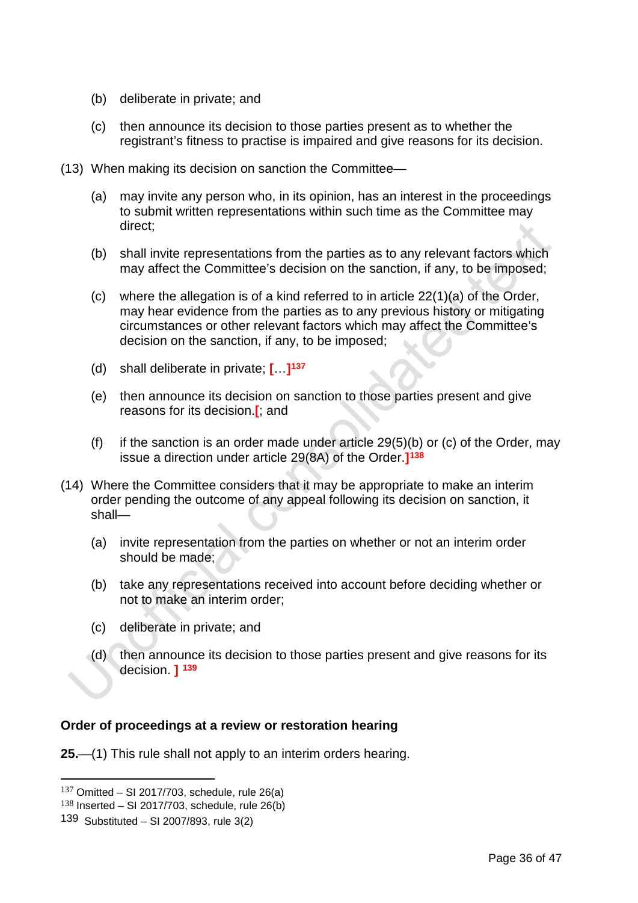(b) deliberate in private; and

(c) then announce its decision to those parties present as to whether the registrant's fitness to practise is impaired and give reasons for its decision.

(13) When making its decision on sanction the Committee—

(a) may invite any person who, in its opinion, has an interest in the proceedings to submit written representations within such time as the Committee may direct;

(b) shall invite representations from the parties as to any relevant factors which may affect the Committee's decision on the sanction, if any, to be imposed;

(c) where the allegation is of a kind referred to in article 22(1)(a) of the Order, may hear evidence from the parties as to any previous history or mitigating circumstances or other relevant factors which may affect the Committee's decision on the sanction, if any, to be imposed;

(d) shall deliberate in private; […][137]

(e) then announce its decision on sanction to those parties present and give reasons for its decision.[; and

(f) if the sanction is an order made under article 29(5)(b) or (c) of the Order, may issue a direction under article 29(8A) of the Order.][138]

(14) Where the Committee considers that it may be appropriate to make an interim order pending the outcome of any appeal following its decision on sanction, it shall—

(a) invite representation from the parties on whether or not an interim order should be made;

(b) take any representations received into account before deciding whether or not to make an interim order;

(c) deliberate in private; and

(d) then announce its decision to those parties present and give reasons for its decision. ] [139]

**Order of proceedings at a review or restoration hearing**

**25.**—(1) This rule shall not apply to an interim orders hearing.

---

[137] Omitted – SI 2017/703, schedule, rule 26(a)
[138] Inserted – SI 2017/703, schedule, rule 26(b)
[139] Substituted – SI 2007/893, rule 3(2)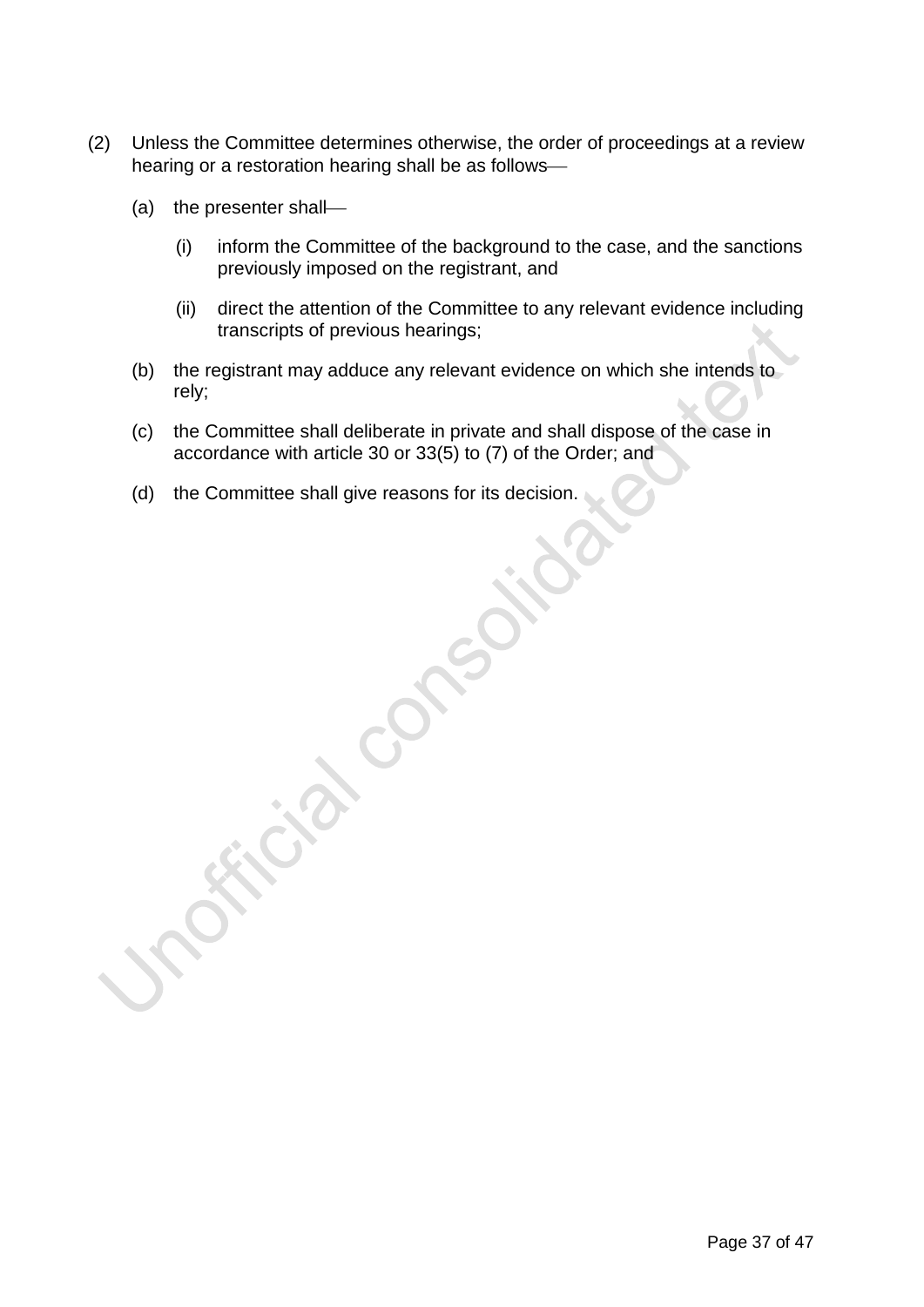(2) Unless the Committee determines otherwise, the order of proceedings at a review hearing or a restoration hearing shall be as follows—

(a) the presenter shall—

(i) inform the Committee of the background to the case, and the sanctions previously imposed on the registrant, and

(ii) direct the attention of the Committee to any relevant evidence including transcripts of previous hearings;

(b) the registrant may adduce any relevant evidence on which she intends to rely;

(c) the Committee shall deliberate in private and shall dispose of the case in accordance with article 30 or 33(5) to (7) of the Order; and

(d) the Committee shall give reasons for its decision.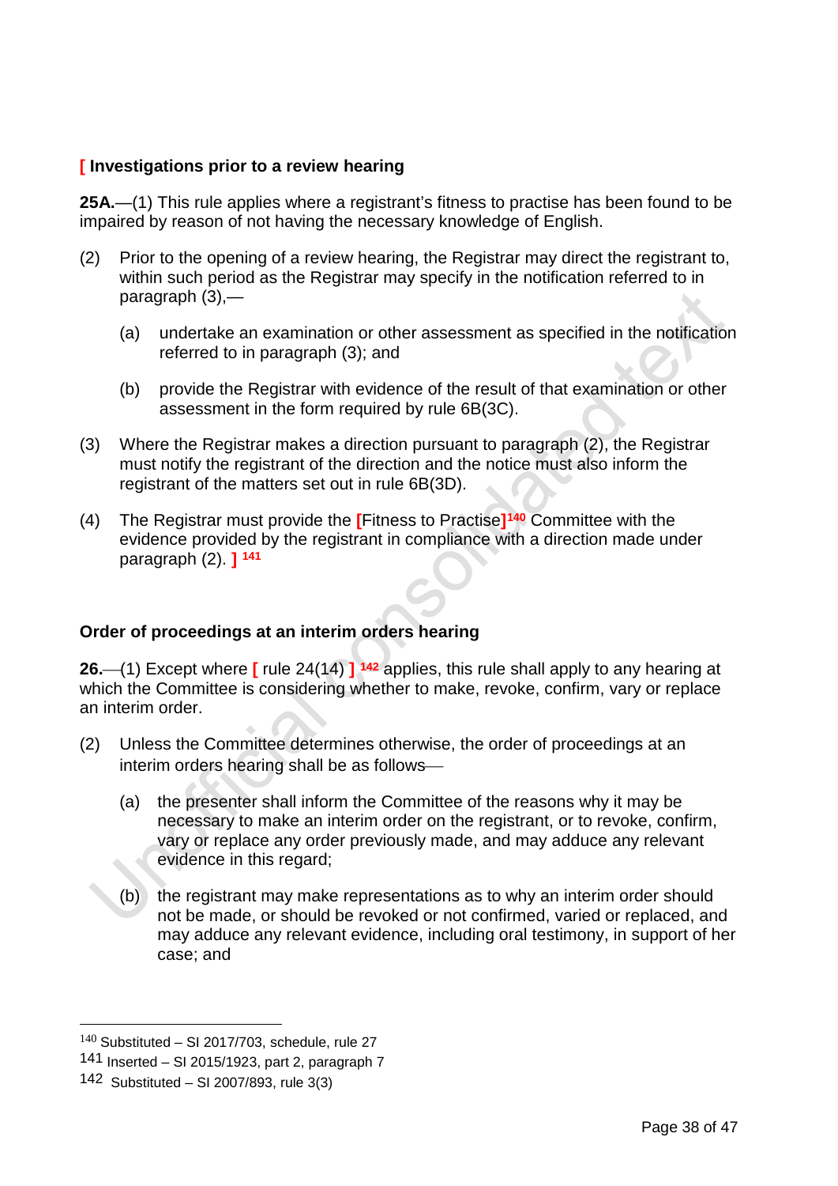### [ Investigations prior to a review hearing

**25A.**—(1) This rule applies where a registrant's fitness to practise has been found to be impaired by reason of not having the necessary knowledge of English.

(2) Prior to the opening of a review hearing, the Registrar may direct the registrant to, within such period as the Registrar may specify in the notification referred to in paragraph (3),—

(a) undertake an examination or other assessment as specified in the notification referred to in paragraph (3); and

(b) provide the Registrar with evidence of the result of that examination or other assessment in the form required by rule 6B(3C).

(3) Where the Registrar makes a direction pursuant to paragraph (2), the Registrar must notify the registrant of the direction and the notice must also inform the registrant of the matters set out in rule 6B(3D).

(4) The Registrar must provide the [Fitness to Practise][140] Committee with the evidence provided by the registrant in compliance with a direction made under paragraph (2). ] [141]

### Order of proceedings at an interim orders hearing

**26.**—(1) Except where [ rule 24(14) ] [142] applies, this rule shall apply to any hearing at which the Committee is considering whether to make, revoke, confirm, vary or replace an interim order.

(2) Unless the Committee determines otherwise, the order of proceedings at an interim orders hearing shall be as follows—

(a) the presenter shall inform the Committee of the reasons why it may be necessary to make an interim order on the registrant, or to revoke, confirm, vary or replace any order previously made, and may adduce any relevant evidence in this regard;

(b) the registrant may make representations as to why an interim order should not be made, or should be revoked or not confirmed, varied or replaced, and may adduce any relevant evidence, including oral testimony, in support of her case; and

---

[140] Substituted – SI 2017/703, schedule, rule 27

[141] Inserted – SI 2015/1923, part 2, paragraph 7

[142] Substituted – SI 2007/893, rule 3(3)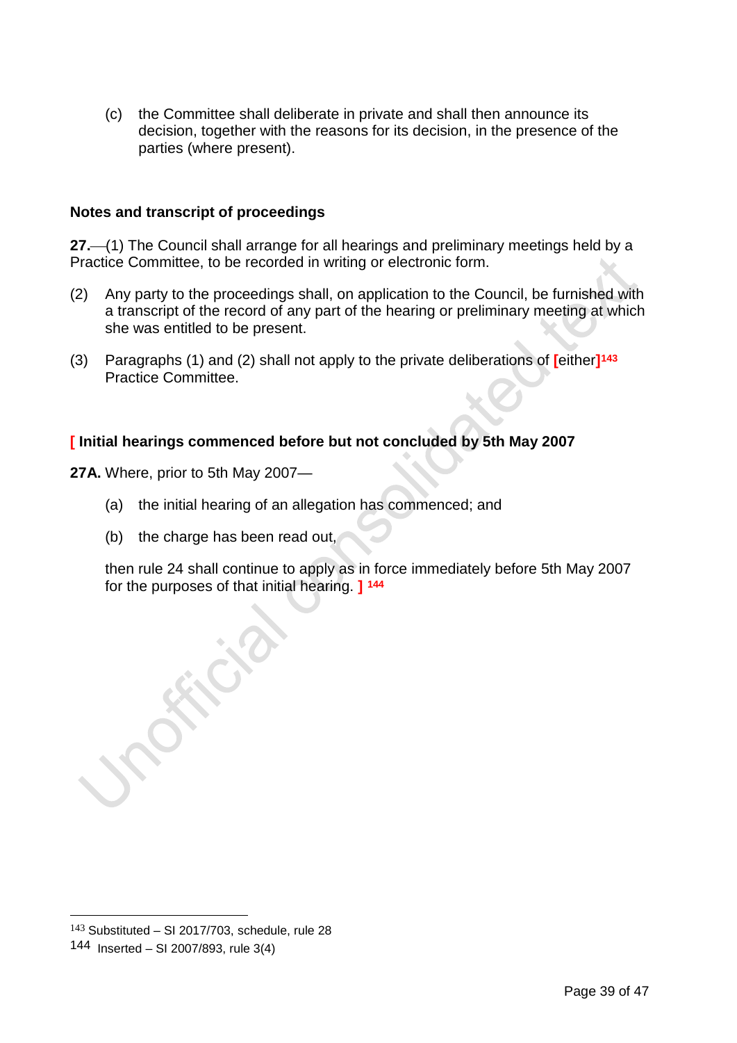(c) the Committee shall deliberate in private and shall then announce its decision, together with the reasons for its decision, in the presence of the parties (where present).

### Notes and transcript of proceedings

**27.**—(1) The Council shall arrange for all hearings and preliminary meetings held by a Practice Committee, to be recorded in writing or electronic form.

(2) Any party to the proceedings shall, on application to the Council, be furnished with a transcript of the record of any part of the hearing or preliminary meeting at which she was entitled to be present.

(3) Paragraphs (1) and (2) shall not apply to the private deliberations of [either][143] Practice Committee.

### [ Initial hearings commenced before but not concluded by 5th May 2007

**27A.** Where, prior to 5th May 2007—

(a) the initial hearing of an allegation has commenced; and

(b) the charge has been read out,

then rule 24 shall continue to apply as in force immediately before 5th May 2007 for the purposes of that initial hearing. ] [144]

---

[143] Substituted – SI 2017/703, schedule, rule 28

[144] Inserted – SI 2007/893, rule 3(4)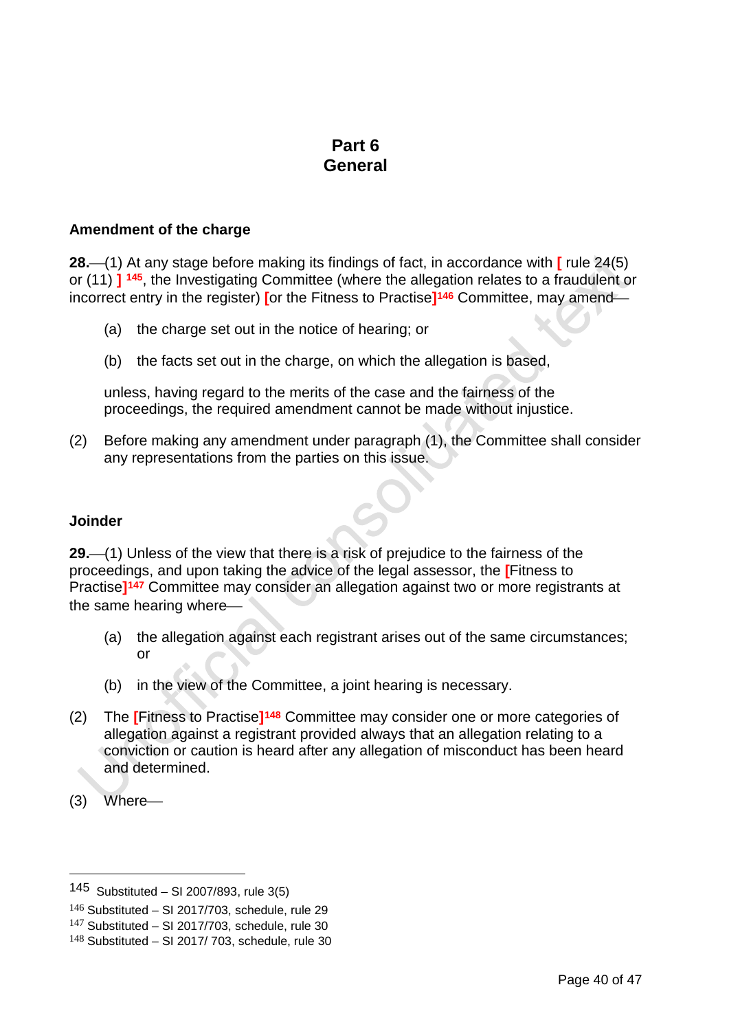# Part 6
# General

**Amendment of the charge**

**28.**—(1) At any stage before making its findings of fact, in accordance with [ rule 24(5) or (11) ] [145], the Investigating Committee (where the allegation relates to a fraudulent or incorrect entry in the register) [or the Fitness to Practise][146] Committee, may amend—

(a) the charge set out in the notice of hearing; or

(b) the facts set out in the charge, on which the allegation is based,

unless, having regard to the merits of the case and the fairness of the proceedings, the required amendment cannot be made without injustice.

(2) Before making any amendment under paragraph (1), the Committee shall consider any representations from the parties on this issue.

**Joinder**

**29.**—(1) Unless of the view that there is a risk of prejudice to the fairness of the proceedings, and upon taking the advice of the legal assessor, the [Fitness to Practise][147] Committee may consider an allegation against two or more registrants at the same hearing where—

(a) the allegation against each registrant arises out of the same circumstances; or

(b) in the view of the Committee, a joint hearing is necessary.

(2) The [Fitness to Practise][148] Committee may consider one or more categories of allegation against a registrant provided always that an allegation relating to a conviction or caution is heard after any allegation of misconduct has been heard and determined.

(3) Where—

---

145 Substituted – SI 2007/893, rule 3(5)

146 Substituted – SI 2017/703, schedule, rule 29

147 Substituted – SI 2017/703, schedule, rule 30

148 Substituted – SI 2017/ 703, schedule, rule 30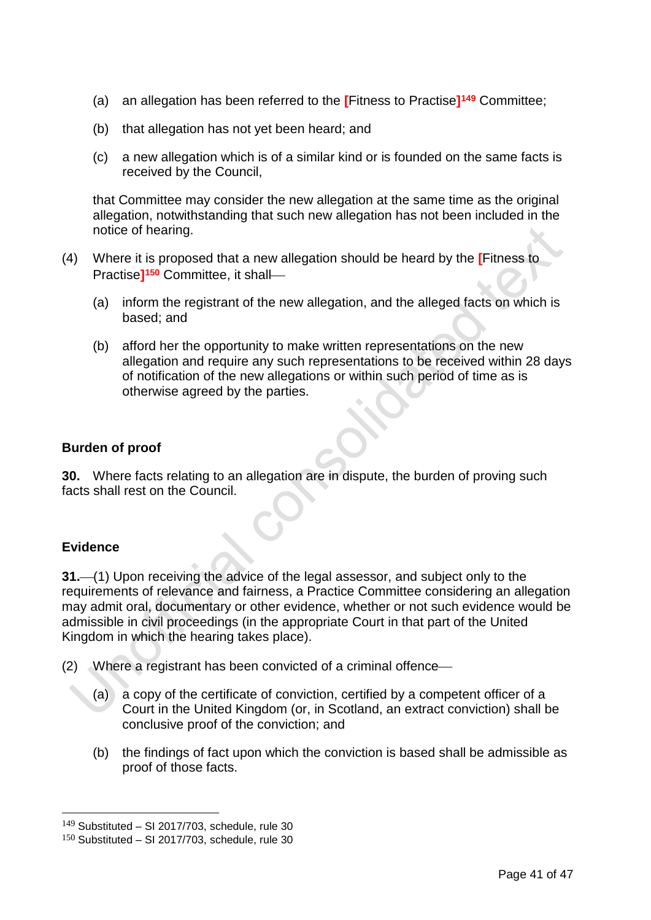(a) an allegation has been referred to the [Fitness to Practise][149] Committee;

(b) that allegation has not yet been heard; and

(c) a new allegation which is of a similar kind or is founded on the same facts is received by the Council,

that Committee may consider the new allegation at the same time as the original allegation, notwithstanding that such new allegation has not been included in the notice of hearing.

(4) Where it is proposed that a new allegation should be heard by the [Fitness to Practise][150] Committee, it shall—

(a) inform the registrant of the new allegation, and the alleged facts on which is based; and

(b) afford her the opportunity to make written representations on the new allegation and require any such representations to be received within 28 days of notification of the new allegations or within such period of time as is otherwise agreed by the parties.

**Burden of proof**

**30.** Where facts relating to an allegation are in dispute, the burden of proving such facts shall rest on the Council.

**Evidence**

**31.**—(1) Upon receiving the advice of the legal assessor, and subject only to the requirements of relevance and fairness, a Practice Committee considering an allegation may admit oral, documentary or other evidence, whether or not such evidence would be admissible in civil proceedings (in the appropriate Court in that part of the United Kingdom in which the hearing takes place).

(2) Where a registrant has been convicted of a criminal offence—

(a) a copy of the certificate of conviction, certified by a competent officer of a Court in the United Kingdom (or, in Scotland, an extract conviction) shall be conclusive proof of the conviction; and

(b) the findings of fact upon which the conviction is based shall be admissible as proof of those facts.

---

[149] Substituted – SI 2017/703, schedule, rule 30

[150] Substituted – SI 2017/703, schedule, rule 30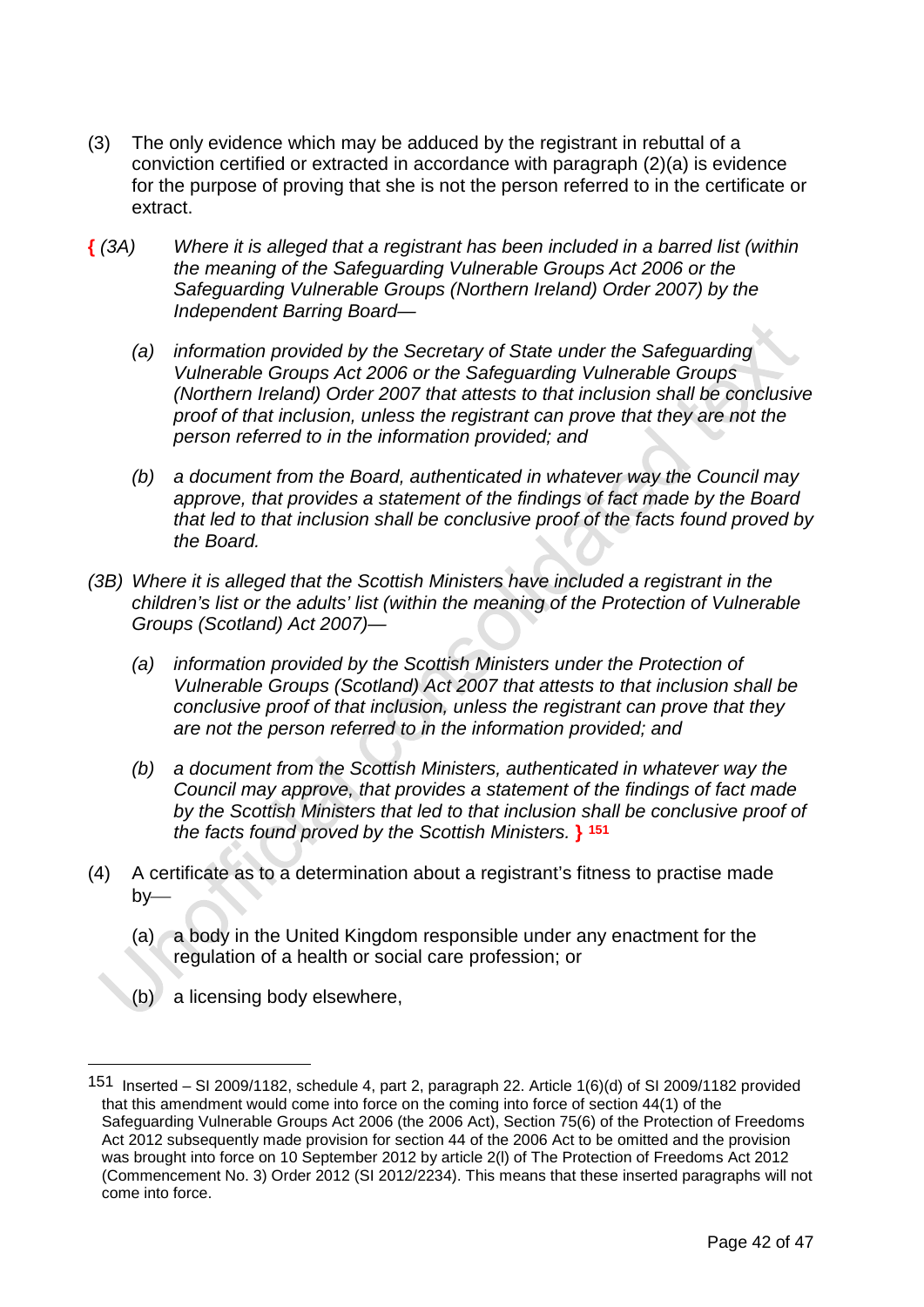(3) The only evidence which may be adduced by the registrant in rebuttal of a conviction certified or extracted in accordance with paragraph (2)(a) is evidence for the purpose of proving that she is not the person referred to in the certificate or extract.

{ *(3A) Where it is alleged that a registrant has been included in a barred list (within the meaning of the Safeguarding Vulnerable Groups Act 2006 or the Safeguarding Vulnerable Groups (Northern Ireland) Order 2007) by the Independent Barring Board—*

*(a) information provided by the Secretary of State under the Safeguarding Vulnerable Groups Act 2006 or the Safeguarding Vulnerable Groups (Northern Ireland) Order 2007 that attests to that inclusion shall be conclusive proof of that inclusion, unless the registrant can prove that they are not the person referred to in the information provided; and*

*(b) a document from the Board, authenticated in whatever way the Council may approve, that provides a statement of the findings of fact made by the Board that led to that inclusion shall be conclusive proof of the facts found proved by the Board.*

*(3B) Where it is alleged that the Scottish Ministers have included a registrant in the children's list or the adults' list (within the meaning of the Protection of Vulnerable Groups (Scotland) Act 2007)—*

*(a) information provided by the Scottish Ministers under the Protection of Vulnerable Groups (Scotland) Act 2007 that attests to that inclusion shall be conclusive proof of that inclusion, unless the registrant can prove that they are not the person referred to in the information provided; and*

*(b) a document from the Scottish Ministers, authenticated in whatever way the Council may approve, that provides a statement of the findings of fact made by the Scottish Ministers that led to that inclusion shall be conclusive proof of the facts found proved by the Scottish Ministers.* } [151]

(4) A certificate as to a determination about a registrant's fitness to practise made by—

(a) a body in the United Kingdom responsible under any enactment for the regulation of a health or social care profession; or

(b) a licensing body elsewhere,

---

[151] Inserted – SI 2009/1182, schedule 4, part 2, paragraph 22. Article 1(6)(d) of SI 2009/1182 provided that this amendment would come into force on the coming into force of section 44(1) of the Safeguarding Vulnerable Groups Act 2006 (the 2006 Act), Section 75(6) of the Protection of Freedoms Act 2012 subsequently made provision for section 44 of the 2006 Act to be omitted and the provision was brought into force on 10 September 2012 by article 2(l) of The Protection of Freedoms Act 2012 (Commencement No. 3) Order 2012 (SI 2012/2234). This means that these inserted paragraphs will not come into force.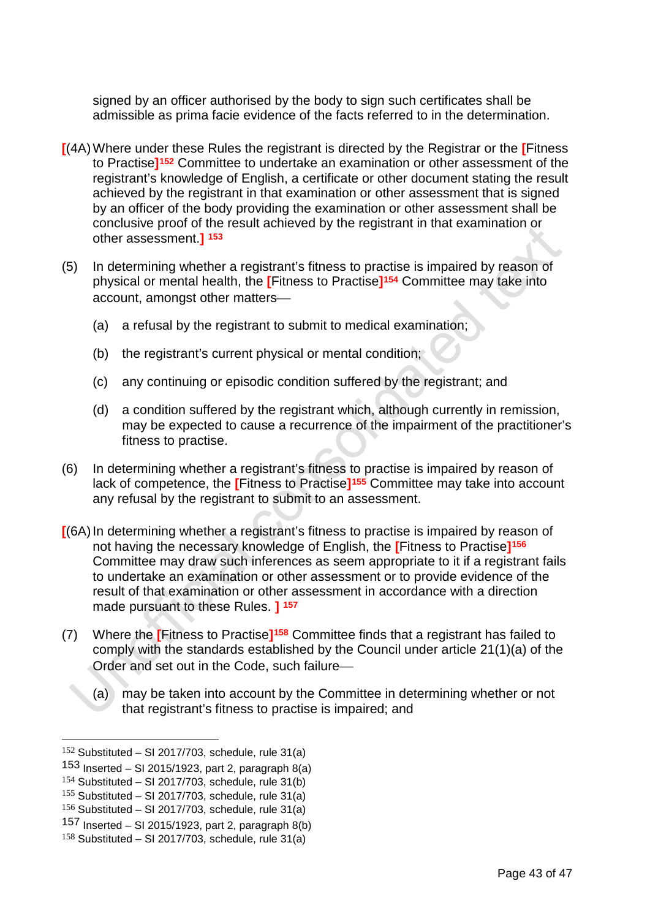signed by an officer authorised by the body to sign such certificates shall be admissible as prima facie evidence of the facts referred to in the determination.

[(4A) Where under these Rules the registrant is directed by the Registrar or the [Fitness to Practise][152] Committee to undertake an examination or other assessment of the registrant's knowledge of English, a certificate or other document stating the result achieved by the registrant in that examination or other assessment that is signed by an officer of the body providing the examination or other assessment shall be conclusive proof of the result achieved by the registrant in that examination or other assessment.] [153]

(5) In determining whether a registrant's fitness to practise is impaired by reason of physical or mental health, the [Fitness to Practise][154] Committee may take into account, amongst other matters—

(a) a refusal by the registrant to submit to medical examination;

(b) the registrant's current physical or mental condition;

(c) any continuing or episodic condition suffered by the registrant; and

(d) a condition suffered by the registrant which, although currently in remission, may be expected to cause a recurrence of the impairment of the practitioner's fitness to practise.

(6) In determining whether a registrant's fitness to practise is impaired by reason of lack of competence, the [Fitness to Practise][155] Committee may take into account any refusal by the registrant to submit to an assessment.

[(6A) In determining whether a registrant's fitness to practise is impaired by reason of not having the necessary knowledge of English, the [Fitness to Practise][156] Committee may draw such inferences as seem appropriate to it if a registrant fails to undertake an examination or other assessment or to provide evidence of the result of that examination or other assessment in accordance with a direction made pursuant to these Rules. ] [157]

(7) Where the [Fitness to Practise][158] Committee finds that a registrant has failed to comply with the standards established by the Council under article 21(1)(a) of the Order and set out in the Code, such failure—

(a) may be taken into account by the Committee in determining whether or not that registrant's fitness to practise is impaired; and

---

[152] Substituted – SI 2017/703, schedule, rule 31(a)
[153] Inserted – SI 2015/1923, part 2, paragraph 8(a)
[154] Substituted – SI 2017/703, schedule, rule 31(b)
[155] Substituted – SI 2017/703, schedule, rule 31(a)
[156] Substituted – SI 2017/703, schedule, rule 31(a)
[157] Inserted – SI 2015/1923, part 2, paragraph 8(b)
[158] Substituted – SI 2017/703, schedule, rule 31(a)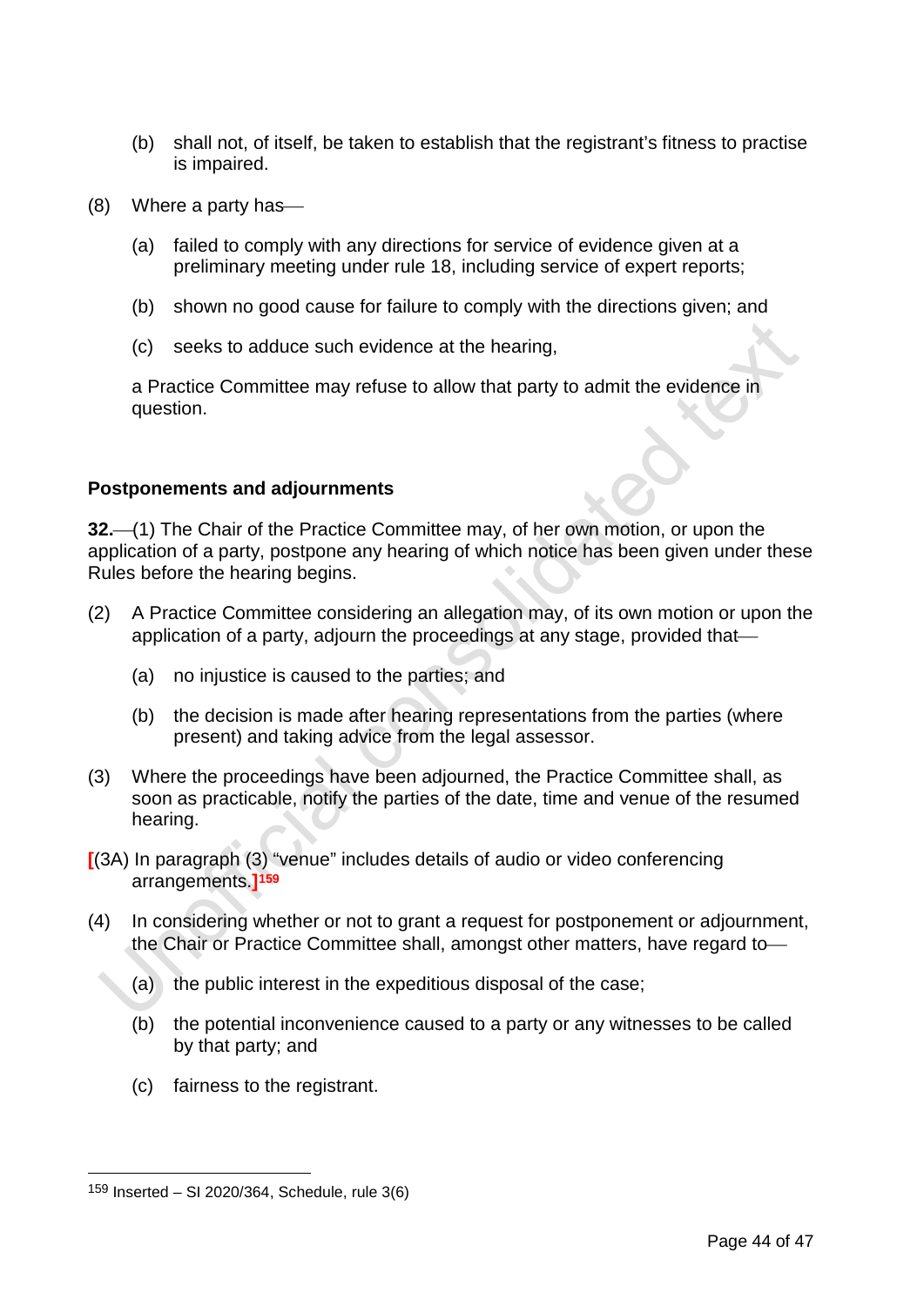(b) shall not, of itself, be taken to establish that the registrant's fitness to practise is impaired.

(8) Where a party has—

(a) failed to comply with any directions for service of evidence given at a preliminary meeting under rule 18, including service of expert reports;

(b) shown no good cause for failure to comply with the directions given; and

(c) seeks to adduce such evidence at the hearing,

a Practice Committee may refuse to allow that party to admit the evidence in question.

**Postponements and adjournments**

**32.**—(1) The Chair of the Practice Committee may, of her own motion, or upon the application of a party, postpone any hearing of which notice has been given under these Rules before the hearing begins.

(2) A Practice Committee considering an allegation may, of its own motion or upon the application of a party, adjourn the proceedings at any stage, provided that—

(a) no injustice is caused to the parties; and

(b) the decision is made after hearing representations from the parties (where present) and taking advice from the legal assessor.

(3) Where the proceedings have been adjourned, the Practice Committee shall, as soon as practicable, notify the parties of the date, time and venue of the resumed hearing.

[(3A) In paragraph (3) "venue" includes details of audio or video conferencing arrangements.][159]

(4) In considering whether or not to grant a request for postponement or adjournment, the Chair or Practice Committee shall, amongst other matters, have regard to—

(a) the public interest in the expeditious disposal of the case;

(b) the potential inconvenience caused to a party or any witnesses to be called by that party; and

(c) fairness to the registrant.

---

[159] Inserted – SI 2020/364, Schedule, rule 3(6)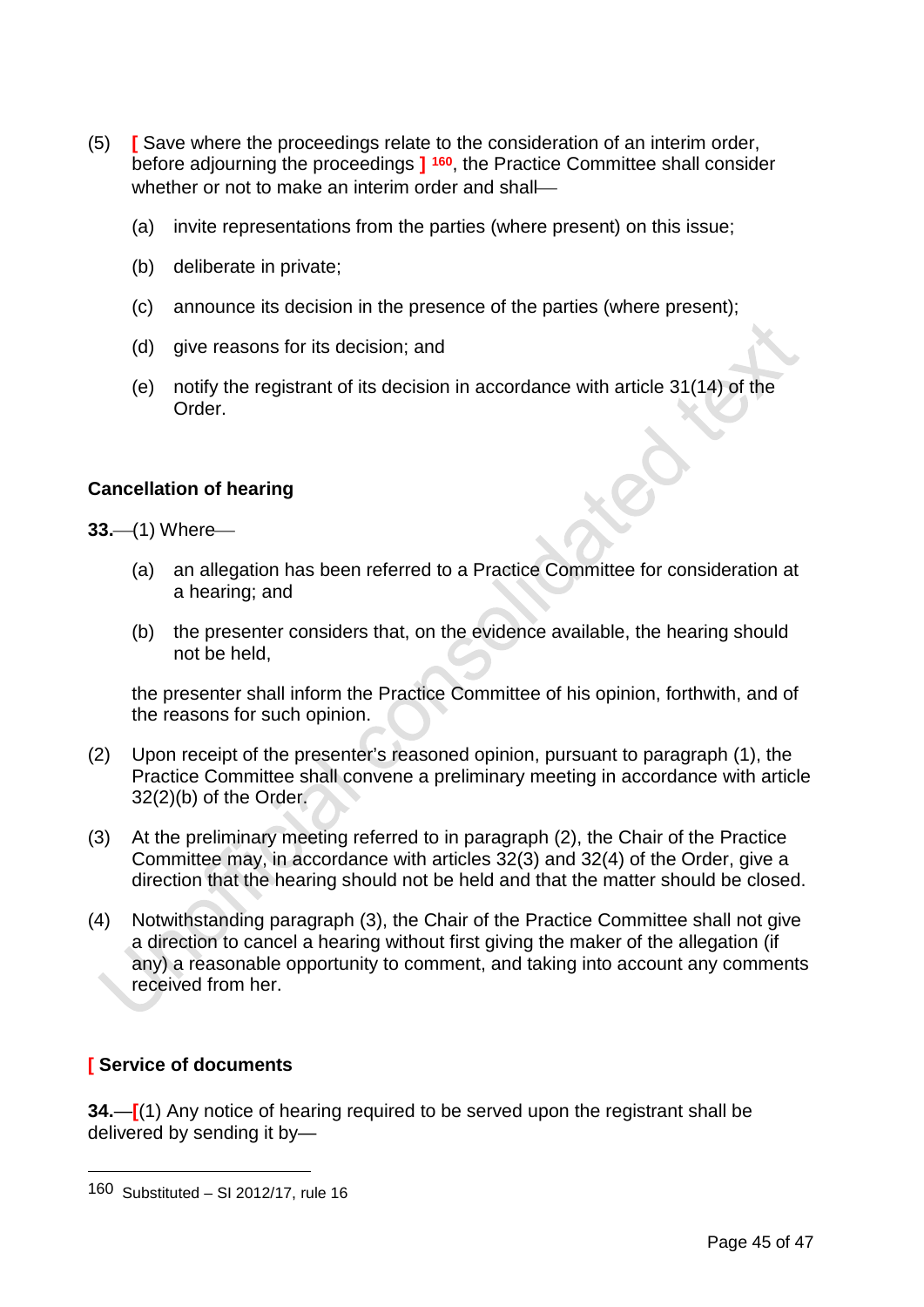(5) [ Save where the proceedings relate to the consideration of an interim order, before adjourning the proceedings ] [160], the Practice Committee shall consider whether or not to make an interim order and shall—

(a) invite representations from the parties (where present) on this issue;

(b) deliberate in private;

(c) announce its decision in the presence of the parties (where present);

(d) give reasons for its decision; and

(e) notify the registrant of its decision in accordance with article 31(14) of the Order.

**Cancellation of hearing**

**33.**—(1) Where—

(a) an allegation has been referred to a Practice Committee for consideration at a hearing; and

(b) the presenter considers that, on the evidence available, the hearing should not be held,

the presenter shall inform the Practice Committee of his opinion, forthwith, and of the reasons for such opinion.

(2) Upon receipt of the presenter's reasoned opinion, pursuant to paragraph (1), the Practice Committee shall convene a preliminary meeting in accordance with article 32(2)(b) of the Order.

(3) At the preliminary meeting referred to in paragraph (2), the Chair of the Practice Committee may, in accordance with articles 32(3) and 32(4) of the Order, give a direction that the hearing should not be held and that the matter should be closed.

(4) Notwithstanding paragraph (3), the Chair of the Practice Committee shall not give a direction to cancel a hearing without first giving the maker of the allegation (if any) a reasonable opportunity to comment, and taking into account any comments received from her.

**[ Service of documents**

**34.**—[(1) Any notice of hearing required to be served upon the registrant shall be delivered by sending it by—

---

160 Substituted – SI 2012/17, rule 16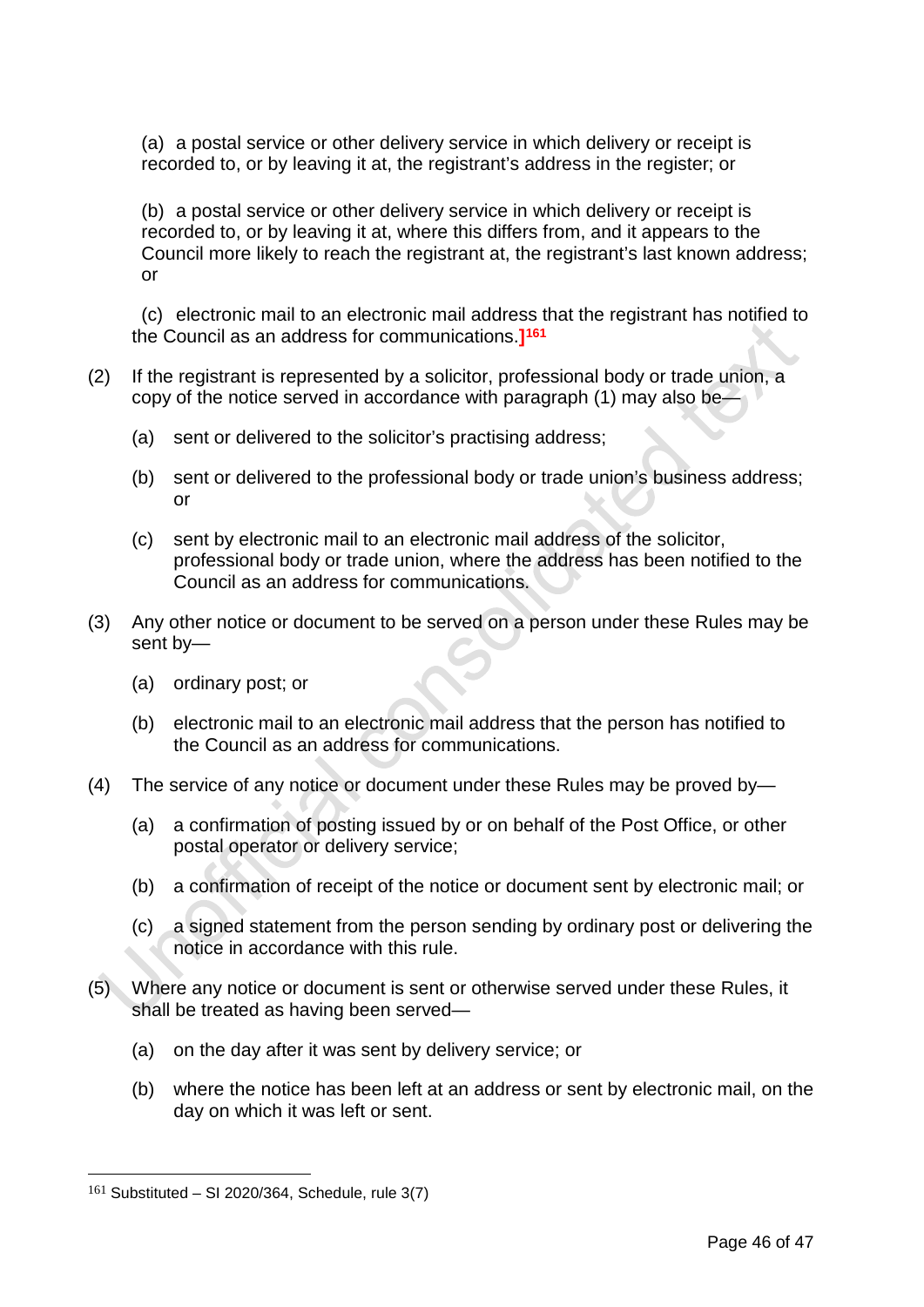(a) a postal service or other delivery service in which delivery or receipt is recorded to, or by leaving it at, the registrant's address in the register; or

(b) a postal service or other delivery service in which delivery or receipt is recorded to, or by leaving it at, where this differs from, and it appears to the Council more likely to reach the registrant at, the registrant's last known address; or

(c) electronic mail to an electronic mail address that the registrant has notified to the Council as an address for communications.][161]

(2) If the registrant is represented by a solicitor, professional body or trade union, a copy of the notice served in accordance with paragraph (1) may also be—

- (a) sent or delivered to the solicitor's practising address;
- (b) sent or delivered to the professional body or trade union's business address; or
- (c) sent by electronic mail to an electronic mail address of the solicitor, professional body or trade union, where the address has been notified to the Council as an address for communications.

(3) Any other notice or document to be served on a person under these Rules may be sent by—

- (a) ordinary post; or
- (b) electronic mail to an electronic mail address that the person has notified to the Council as an address for communications.

(4) The service of any notice or document under these Rules may be proved by—

- (a) a confirmation of posting issued by or on behalf of the Post Office, or other postal operator or delivery service;
- (b) a confirmation of receipt of the notice or document sent by electronic mail; or
- (c) a signed statement from the person sending by ordinary post or delivering the notice in accordance with this rule.

(5) Where any notice or document is sent or otherwise served under these Rules, it shall be treated as having been served—

- (a) on the day after it was sent by delivery service; or
- (b) where the notice has been left at an address or sent by electronic mail, on the day on which it was left or sent.

---

[161] Substituted – SI 2020/364, Schedule, rule 3(7)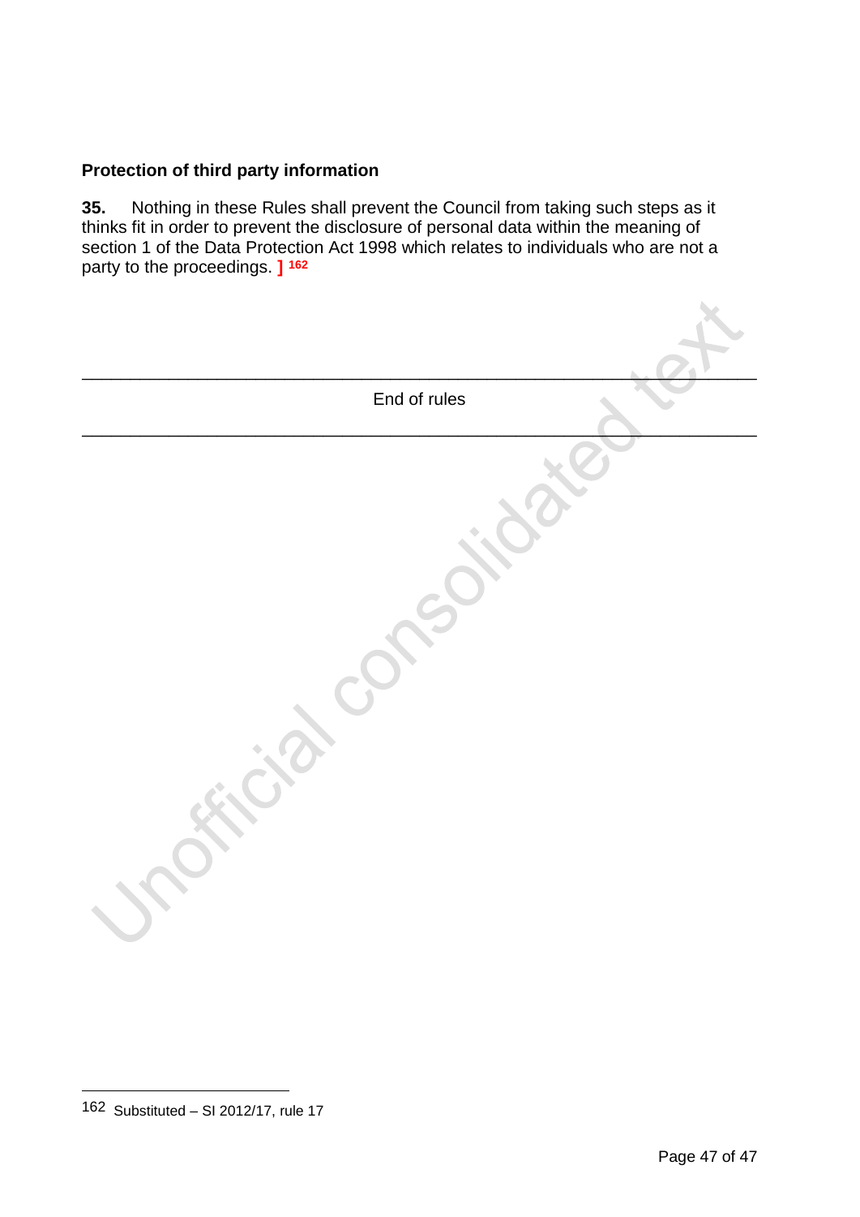### Protection of third party information

**35.** Nothing in these Rules shall prevent the Council from taking such steps as it thinks fit in order to prevent the disclosure of personal data within the meaning of section 1 of the Data Protection Act 1998 which relates to individuals who are not a party to the proceedings. ] [162]

---

End of rules

---

162 Substituted – SI 2012/17, rule 17